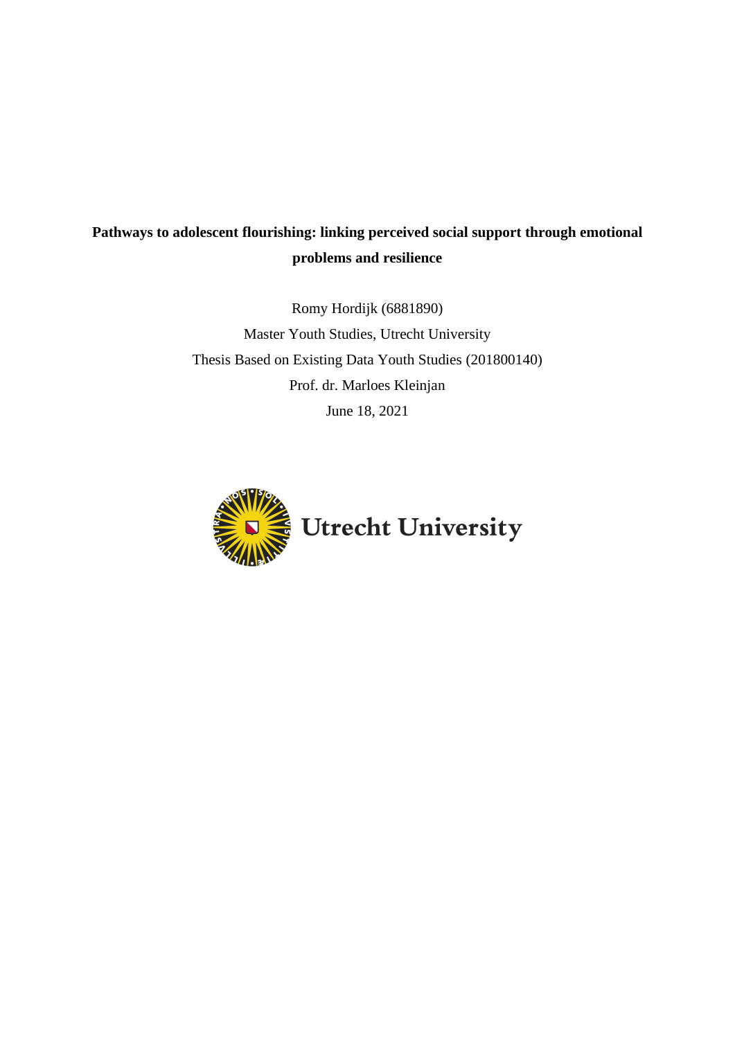**Pathways to adolescent flourishing: linking perceived social support through emotional problems and resilience**

Romy Hordijk (6881890)

Master Youth Studies, Utrecht University

Thesis Based on Existing Data Youth Studies (201800140)

Prof. dr. Marloes Kleinjan

June 18, 2021

Utrecht University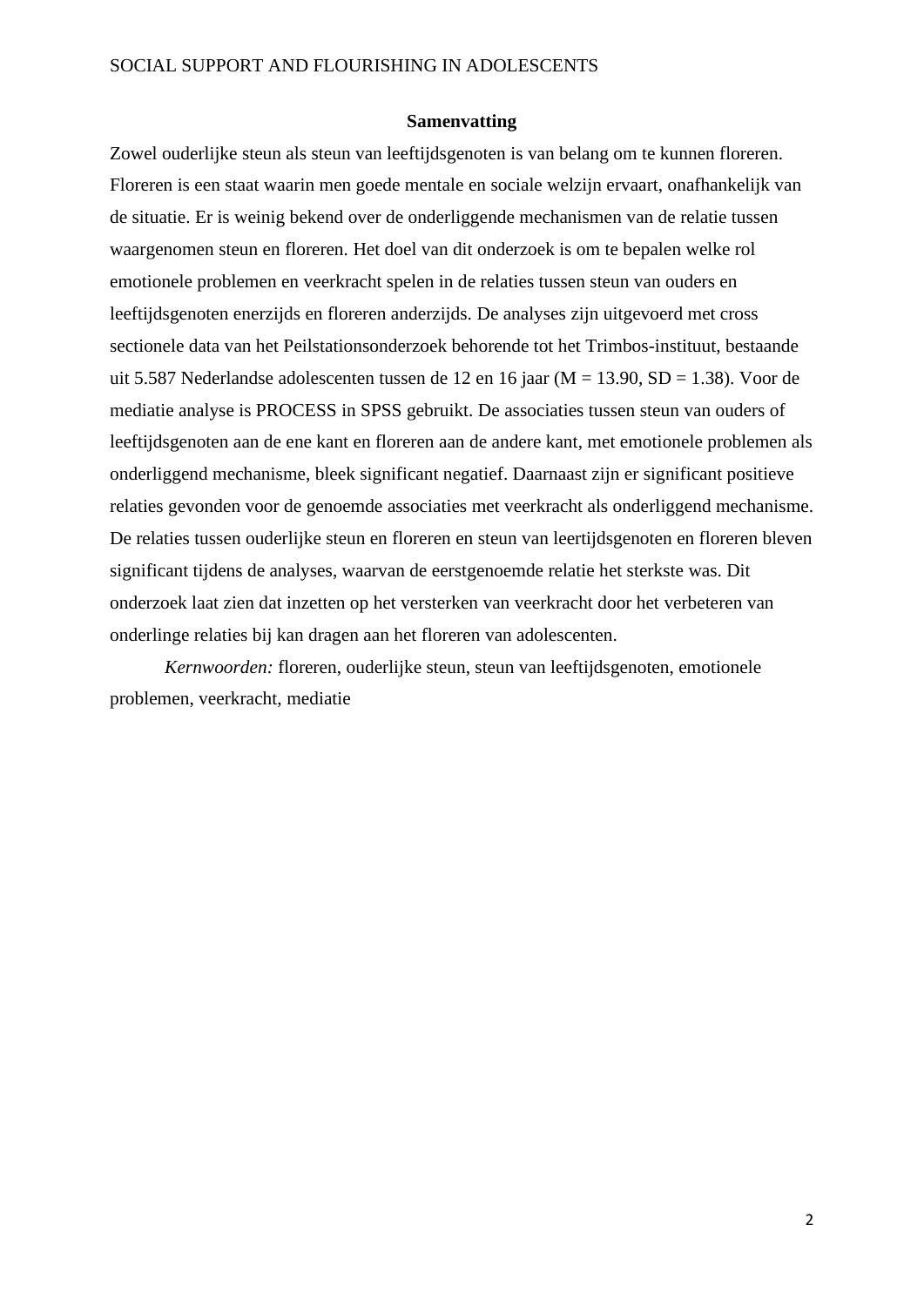## Samenvatting

Zowel ouderlijke steun als steun van leeftijdsgenoten is van belang om te kunnen floreren. Floreren is een staat waarin men goede mentale en sociale welzijn ervaart, onafhankelijk van de situatie. Er is weinig bekend over de onderliggende mechanismen van de relatie tussen waargenomen steun en floreren. Het doel van dit onderzoek is om te bepalen welke rol emotionele problemen en veerkracht spelen in de relaties tussen steun van ouders en leeftijdsgenoten enerzijds en floreren anderzijds. De analyses zijn uitgevoerd met cross sectionele data van het Peilstationsonderzoek behorende tot het Trimbos-instituut, bestaande uit 5.587 Nederlandse adolescenten tussen de 12 en 16 jaar ($M = 13.90$, $SD = 1.38$). Voor de mediatie analyse is PROCESS in SPSS gebruikt. De associaties tussen steun van ouders of leeftijdsgenoten aan de ene kant en floreren aan de andere kant, met emotionele problemen als onderliggend mechanisme, bleek significant negatief. Daarnaast zijn er significant positieve relaties gevonden voor de genoemde associaties met veerkracht als onderliggend mechanisme. De relaties tussen ouderlijke steun en floreren en steun van leertijdsgenoten en floreren bleven significant tijdens de analyses, waarvan de eerstgenoemde relatie het sterkste was. Dit onderzoek laat zien dat inzetten op het versterken van veerkracht door het verbeteren van onderlinge relaties bij kan dragen aan het floreren van adolescenten.

*Kernwoorden:* floreren, ouderlijke steun, steun van leeftijdsgenoten, emotionele problemen, veerkracht, mediatie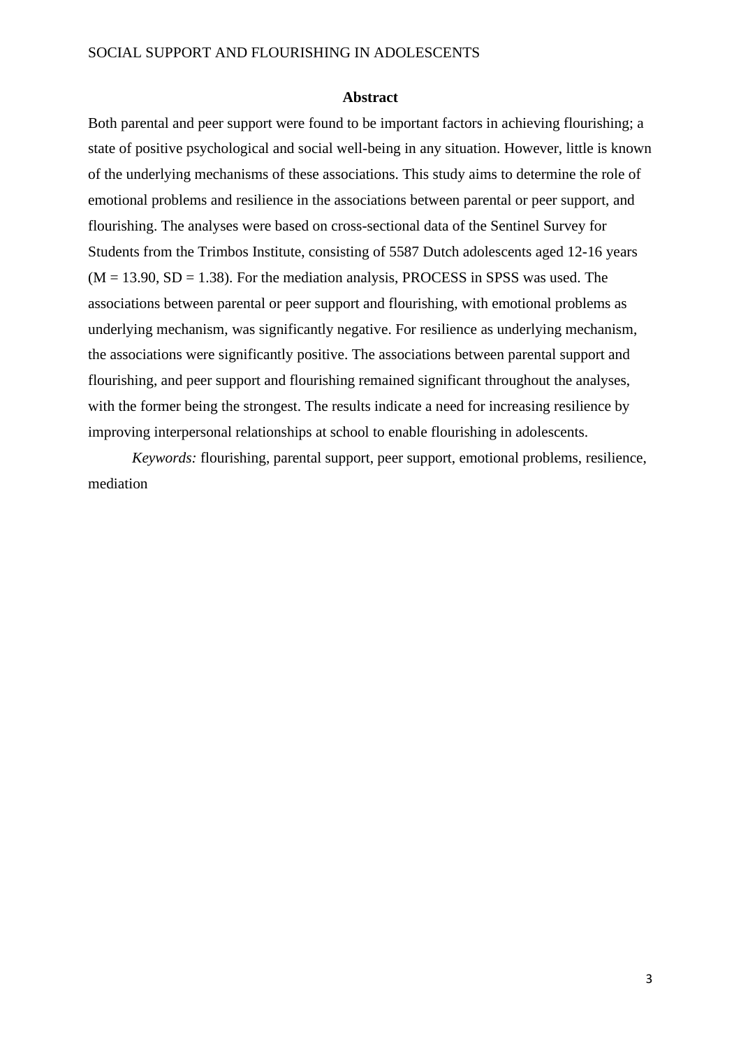## Abstract

Both parental and peer support were found to be important factors in achieving flourishing; a state of positive psychological and social well-being in any situation. However, little is known of the underlying mechanisms of these associations. This study aims to determine the role of emotional problems and resilience in the associations between parental or peer support, and flourishing. The analyses were based on cross-sectional data of the Sentinel Survey for Students from the Trimbos Institute, consisting of 5587 Dutch adolescents aged 12-16 years ($M = 13.90$, $SD = 1.38$). For the mediation analysis, PROCESS in SPSS was used. The associations between parental or peer support and flourishing, with emotional problems as underlying mechanism, was significantly negative. For resilience as underlying mechanism, the associations were significantly positive. The associations between parental support and flourishing, and peer support and flourishing remained significant throughout the analyses, with the former being the strongest. The results indicate a need for increasing resilience by improving interpersonal relationships at school to enable flourishing in adolescents.

*Keywords:* flourishing, parental support, peer support, emotional problems, resilience, mediation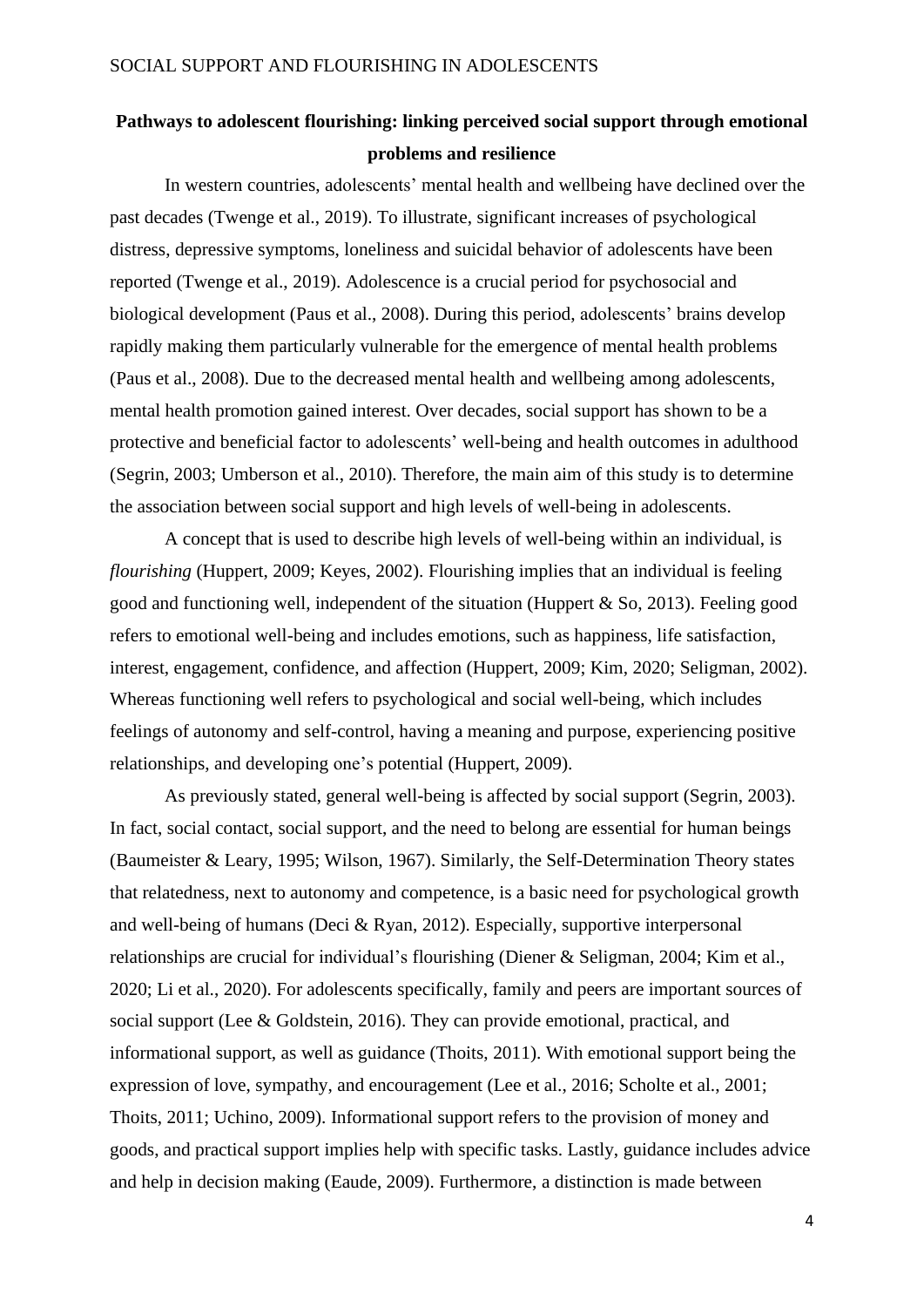**Pathways to adolescent flourishing: linking perceived social support through emotional problems and resilience**

In western countries, adolescents' mental health and wellbeing have declined over the past decades (Twenge et al., 2019). To illustrate, significant increases of psychological distress, depressive symptoms, loneliness and suicidal behavior of adolescents have been reported (Twenge et al., 2019). Adolescence is a crucial period for psychosocial and biological development (Paus et al., 2008). During this period, adolescents' brains develop rapidly making them particularly vulnerable for the emergence of mental health problems (Paus et al., 2008). Due to the decreased mental health and wellbeing among adolescents, mental health promotion gained interest. Over decades, social support has shown to be a protective and beneficial factor to adolescents' well-being and health outcomes in adulthood (Segrin, 2003; Umberson et al., 2010). Therefore, the main aim of this study is to determine the association between social support and high levels of well-being in adolescents.

A concept that is used to describe high levels of well-being within an individual, is *flourishing* (Huppert, 2009; Keyes, 2002). Flourishing implies that an individual is feeling good and functioning well, independent of the situation (Huppert & So, 2013). Feeling good refers to emotional well-being and includes emotions, such as happiness, life satisfaction, interest, engagement, confidence, and affection (Huppert, 2009; Kim, 2020; Seligman, 2002). Whereas functioning well refers to psychological and social well-being, which includes feelings of autonomy and self-control, having a meaning and purpose, experiencing positive relationships, and developing one's potential (Huppert, 2009).

As previously stated, general well-being is affected by social support (Segrin, 2003). In fact, social contact, social support, and the need to belong are essential for human beings (Baumeister & Leary, 1995; Wilson, 1967). Similarly, the Self-Determination Theory states that relatedness, next to autonomy and competence, is a basic need for psychological growth and well-being of humans (Deci & Ryan, 2012). Especially, supportive interpersonal relationships are crucial for individual's flourishing (Diener & Seligman, 2004; Kim et al., 2020; Li et al., 2020). For adolescents specifically, family and peers are important sources of social support (Lee & Goldstein, 2016). They can provide emotional, practical, and informational support, as well as guidance (Thoits, 2011). With emotional support being the expression of love, sympathy, and encouragement (Lee et al., 2016; Scholte et al., 2001; Thoits, 2011; Uchino, 2009). Informational support refers to the provision of money and goods, and practical support implies help with specific tasks. Lastly, guidance includes advice and help in decision making (Eaude, 2009). Furthermore, a distinction is made between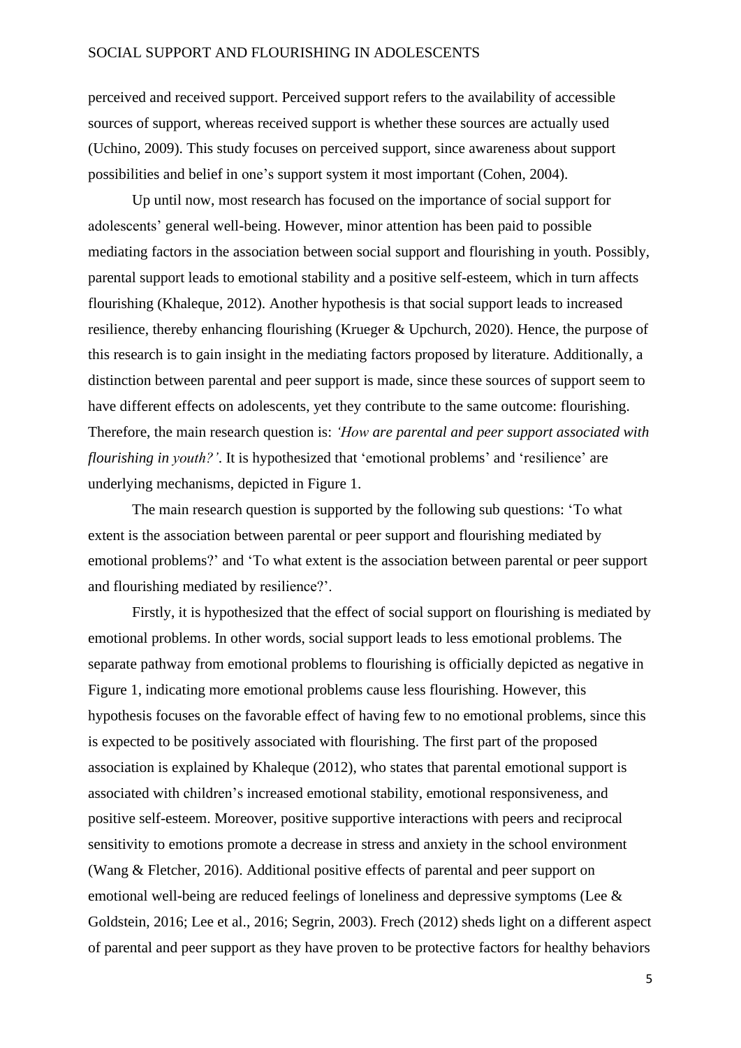perceived and received support. Perceived support refers to the availability of accessible sources of support, whereas received support is whether these sources are actually used (Uchino, 2009). This study focuses on perceived support, since awareness about support possibilities and belief in one's support system it most important (Cohen, 2004).

Up until now, most research has focused on the importance of social support for adolescents' general well-being. However, minor attention has been paid to possible mediating factors in the association between social support and flourishing in youth. Possibly, parental support leads to emotional stability and a positive self-esteem, which in turn affects flourishing (Khaleque, 2012). Another hypothesis is that social support leads to increased resilience, thereby enhancing flourishing (Krueger & Upchurch, 2020). Hence, the purpose of this research is to gain insight in the mediating factors proposed by literature. Additionally, a distinction between parental and peer support is made, since these sources of support seem to have different effects on adolescents, yet they contribute to the same outcome: flourishing. Therefore, the main research question is: *'How are parental and peer support associated with flourishing in youth?'*. It is hypothesized that 'emotional problems' and 'resilience' are underlying mechanisms, depicted in Figure 1.

The main research question is supported by the following sub questions: 'To what extent is the association between parental or peer support and flourishing mediated by emotional problems?' and 'To what extent is the association between parental or peer support and flourishing mediated by resilience?'.

Firstly, it is hypothesized that the effect of social support on flourishing is mediated by emotional problems. In other words, social support leads to less emotional problems. The separate pathway from emotional problems to flourishing is officially depicted as negative in Figure 1, indicating more emotional problems cause less flourishing. However, this hypothesis focuses on the favorable effect of having few to no emotional problems, since this is expected to be positively associated with flourishing. The first part of the proposed association is explained by Khaleque (2012), who states that parental emotional support is associated with children's increased emotional stability, emotional responsiveness, and positive self-esteem. Moreover, positive supportive interactions with peers and reciprocal sensitivity to emotions promote a decrease in stress and anxiety in the school environment (Wang & Fletcher, 2016). Additional positive effects of parental and peer support on emotional well-being are reduced feelings of loneliness and depressive symptoms (Lee & Goldstein, 2016; Lee et al., 2016; Segrin, 2003). Frech (2012) sheds light on a different aspect of parental and peer support as they have proven to be protective factors for healthy behaviors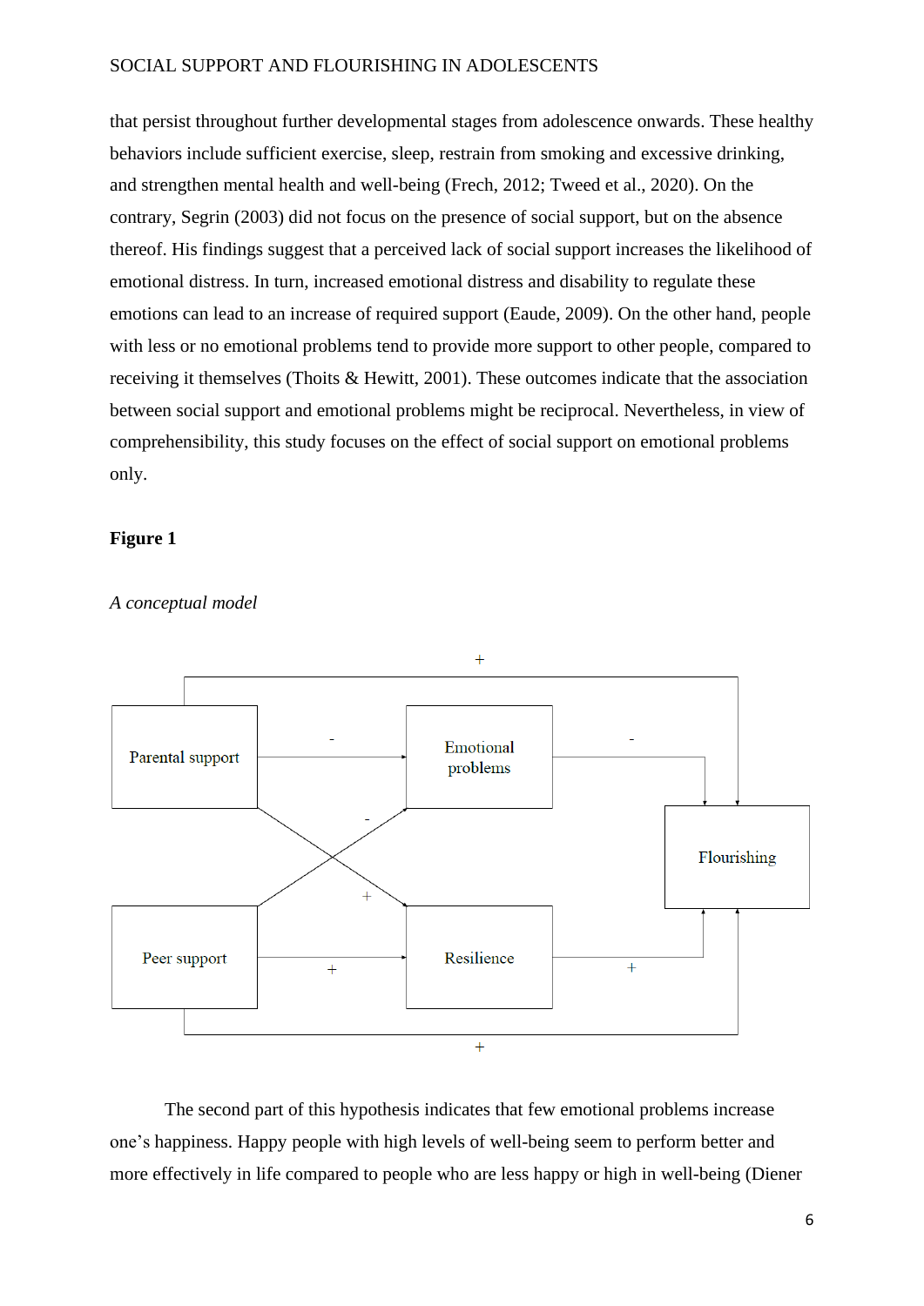that persist throughout further developmental stages from adolescence onwards. These healthy behaviors include sufficient exercise, sleep, restrain from smoking and excessive drinking, and strengthen mental health and well-being (Frech, 2012; Tweed et al., 2020). On the contrary, Segrin (2003) did not focus on the presence of social support, but on the absence thereof. His findings suggest that a perceived lack of social support increases the likelihood of emotional distress. In turn, increased emotional distress and disability to regulate these emotions can lead to an increase of required support (Eaude, 2009). On the other hand, people with less or no emotional problems tend to provide more support to other people, compared to receiving it themselves (Thoits & Hewitt, 2001). These outcomes indicate that the association between social support and emotional problems might be reciprocal. Nevertheless, in view of comprehensibility, this study focuses on the effect of social support on emotional problems only.

**Figure 1**

*A conceptual model*

The second part of this hypothesis indicates that few emotional problems increase one's happiness. Happy people with high levels of well-being seem to perform better and more effectively in life compared to people who are less happy or high in well-being (Diener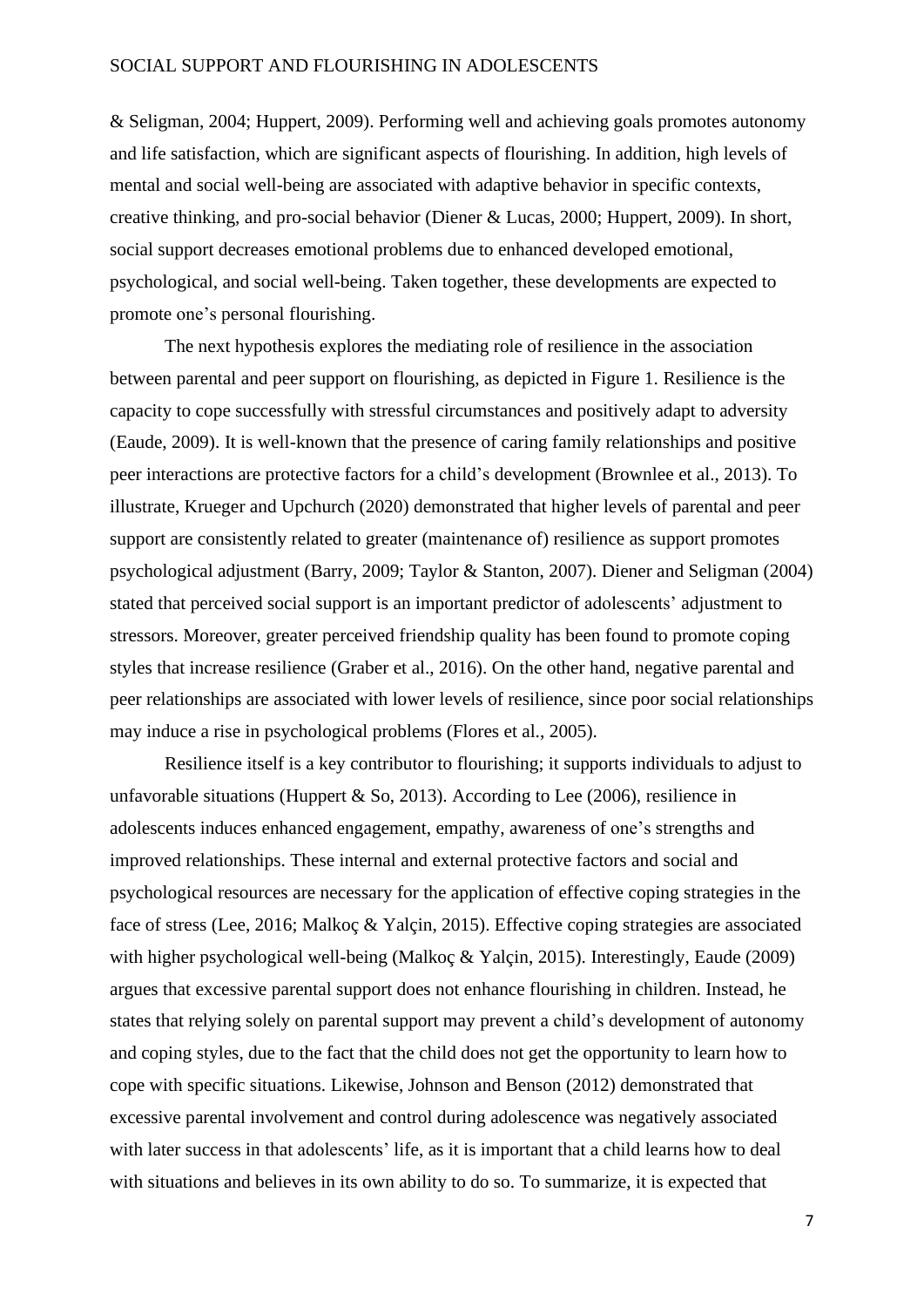& Seligman, 2004; Huppert, 2009). Performing well and achieving goals promotes autonomy and life satisfaction, which are significant aspects of flourishing. In addition, high levels of mental and social well-being are associated with adaptive behavior in specific contexts, creative thinking, and pro-social behavior (Diener & Lucas, 2000; Huppert, 2009). In short, social support decreases emotional problems due to enhanced developed emotional, psychological, and social well-being. Taken together, these developments are expected to promote one's personal flourishing.

The next hypothesis explores the mediating role of resilience in the association between parental and peer support on flourishing, as depicted in Figure 1. Resilience is the capacity to cope successfully with stressful circumstances and positively adapt to adversity (Eaude, 2009). It is well-known that the presence of caring family relationships and positive peer interactions are protective factors for a child's development (Brownlee et al., 2013). To illustrate, Krueger and Upchurch (2020) demonstrated that higher levels of parental and peer support are consistently related to greater (maintenance of) resilience as support promotes psychological adjustment (Barry, 2009; Taylor & Stanton, 2007). Diener and Seligman (2004) stated that perceived social support is an important predictor of adolescents' adjustment to stressors. Moreover, greater perceived friendship quality has been found to promote coping styles that increase resilience (Graber et al., 2016). On the other hand, negative parental and peer relationships are associated with lower levels of resilience, since poor social relationships may induce a rise in psychological problems (Flores et al., 2005).

Resilience itself is a key contributor to flourishing; it supports individuals to adjust to unfavorable situations (Huppert & So, 2013). According to Lee (2006), resilience in adolescents induces enhanced engagement, empathy, awareness of one's strengths and improved relationships. These internal and external protective factors and social and psychological resources are necessary for the application of effective coping strategies in the face of stress (Lee, 2016; Malkoç & Yalçin, 2015). Effective coping strategies are associated with higher psychological well-being (Malkoç & Yalçin, 2015). Interestingly, Eaude (2009) argues that excessive parental support does not enhance flourishing in children. Instead, he states that relying solely on parental support may prevent a child's development of autonomy and coping styles, due to the fact that the child does not get the opportunity to learn how to cope with specific situations. Likewise, Johnson and Benson (2012) demonstrated that excessive parental involvement and control during adolescence was negatively associated with later success in that adolescents' life, as it is important that a child learns how to deal with situations and believes in its own ability to do so. To summarize, it is expected that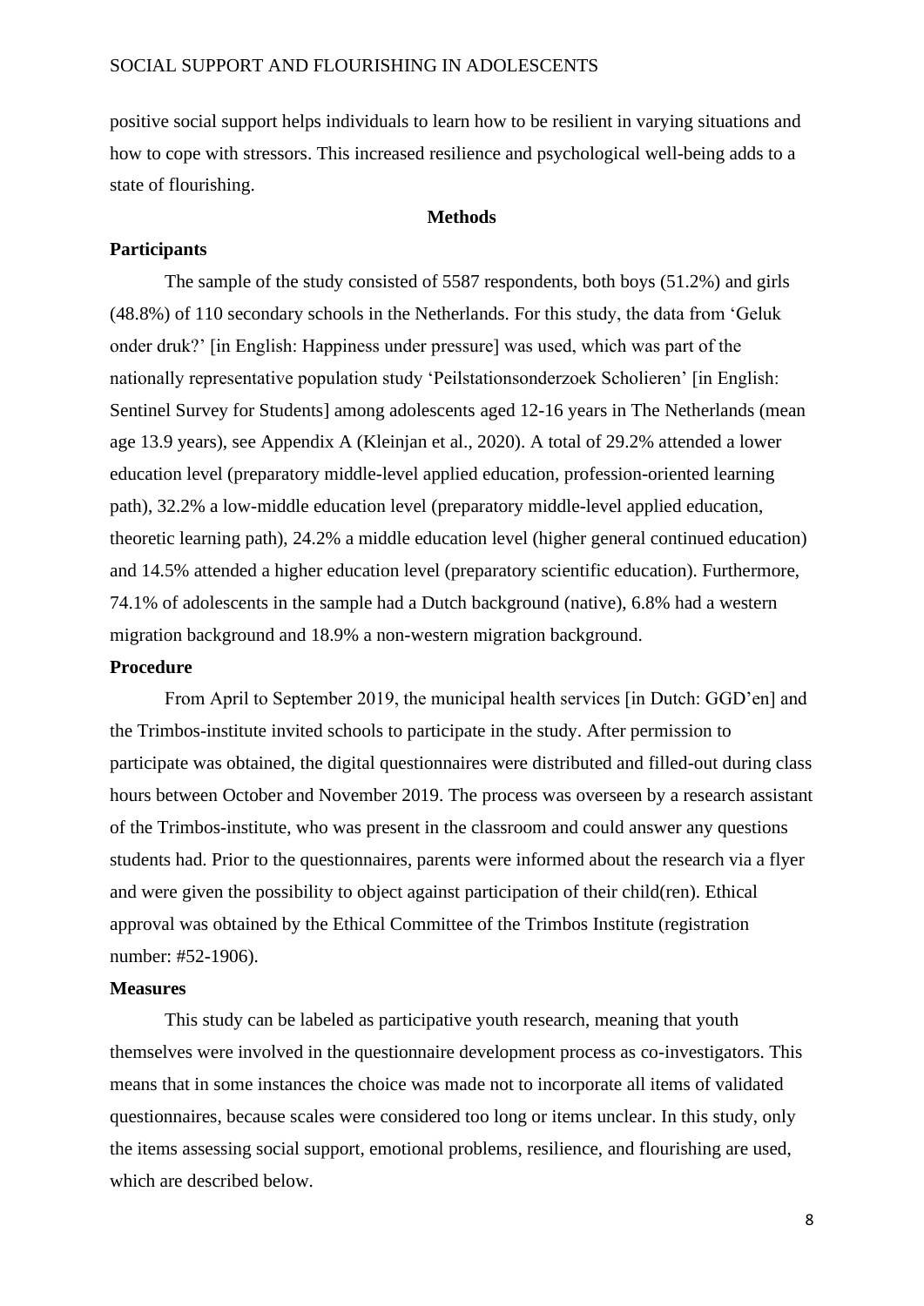positive social support helps individuals to learn how to be resilient in varying situations and how to cope with stressors. This increased resilience and psychological well-being adds to a state of flourishing.

## Methods

### Participants

The sample of the study consisted of 5587 respondents, both boys (51.2%) and girls (48.8%) of 110 secondary schools in the Netherlands. For this study, the data from 'Geluk onder druk?' [in English: Happiness under pressure] was used, which was part of the nationally representative population study 'Peilstationsonderzoek Scholieren' [in English: Sentinel Survey for Students] among adolescents aged 12-16 years in The Netherlands (mean age 13.9 years), see Appendix A (Kleinjan et al., 2020). A total of 29.2% attended a lower education level (preparatory middle-level applied education, profession-oriented learning path), 32.2% a low-middle education level (preparatory middle-level applied education, theoretic learning path), 24.2% a middle education level (higher general continued education) and 14.5% attended a higher education level (preparatory scientific education). Furthermore, 74.1% of adolescents in the sample had a Dutch background (native), 6.8% had a western migration background and 18.9% a non-western migration background.

### Procedure

From April to September 2019, the municipal health services [in Dutch: GGD'en] and the Trimbos-institute invited schools to participate in the study. After permission to participate was obtained, the digital questionnaires were distributed and filled-out during class hours between October and November 2019. The process was overseen by a research assistant of the Trimbos-institute, who was present in the classroom and could answer any questions students had. Prior to the questionnaires, parents were informed about the research via a flyer and were given the possibility to object against participation of their child(ren). Ethical approval was obtained by the Ethical Committee of the Trimbos Institute (registration number: #52-1906).

### Measures

This study can be labeled as participative youth research, meaning that youth themselves were involved in the questionnaire development process as co-investigators. This means that in some instances the choice was made not to incorporate all items of validated questionnaires, because scales were considered too long or items unclear. In this study, only the items assessing social support, emotional problems, resilience, and flourishing are used, which are described below.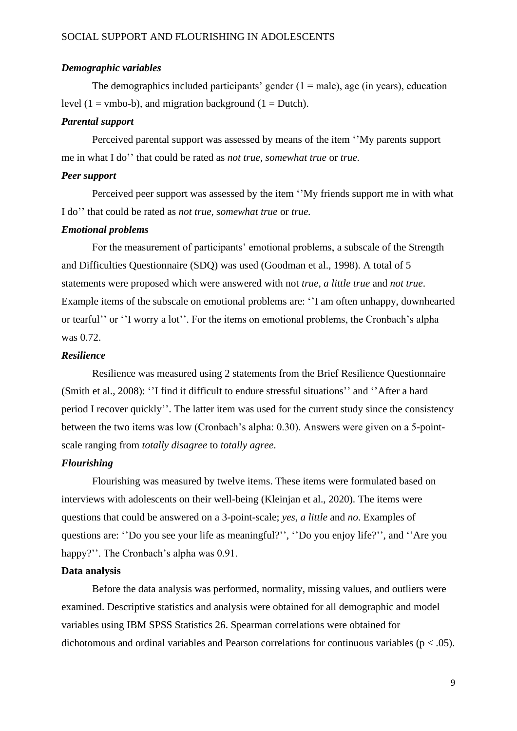***Demographic variables***

The demographics included participants' gender (1 = male), age (in years), education level (1 = vmbo-b), and migration background (1 = Dutch).

***Parental support***

Perceived parental support was assessed by means of the item ''My parents support me in what I do'' that could be rated as *not true, somewhat true* or *true.*

***Peer support***

Perceived peer support was assessed by the item ''My friends support me in with what I do'' that could be rated as *not true, somewhat true* or *true.*

***Emotional problems***

For the measurement of participants' emotional problems, a subscale of the Strength and Difficulties Questionnaire (SDQ) was used (Goodman et al., 1998). A total of 5 statements were proposed which were answered with not *true, a little true* and *not true*. Example items of the subscale on emotional problems are: ''I am often unhappy, downhearted or tearful'' or ''I worry a lot''. For the items on emotional problems, the Cronbach's alpha was 0.72.

***Resilience***

Resilience was measured using 2 statements from the Brief Resilience Questionnaire (Smith et al., 2008): ''I find it difficult to endure stressful situations'' and ''After a hard period I recover quickly''. The latter item was used for the current study since the consistency between the two items was low (Cronbach's alpha: 0.30). Answers were given on a 5-point-scale ranging from *totally disagree* to *totally agree*.

***Flourishing***

Flourishing was measured by twelve items. These items were formulated based on interviews with adolescents on their well-being (Kleinjan et al., 2020). The items were questions that could be answered on a 3-point-scale; *yes, a little* and *no*. Examples of questions are: ''Do you see your life as meaningful?'', ''Do you enjoy life?'', and ''Are you happy?''. The Cronbach's alpha was 0.91.

**Data analysis**

Before the data analysis was performed, normality, missing values, and outliers were examined. Descriptive statistics and analysis were obtained for all demographic and model variables using IBM SPSS Statistics 26. Spearman correlations were obtained for dichotomous and ordinal variables and Pearson correlations for continuous variables ($p < .05$).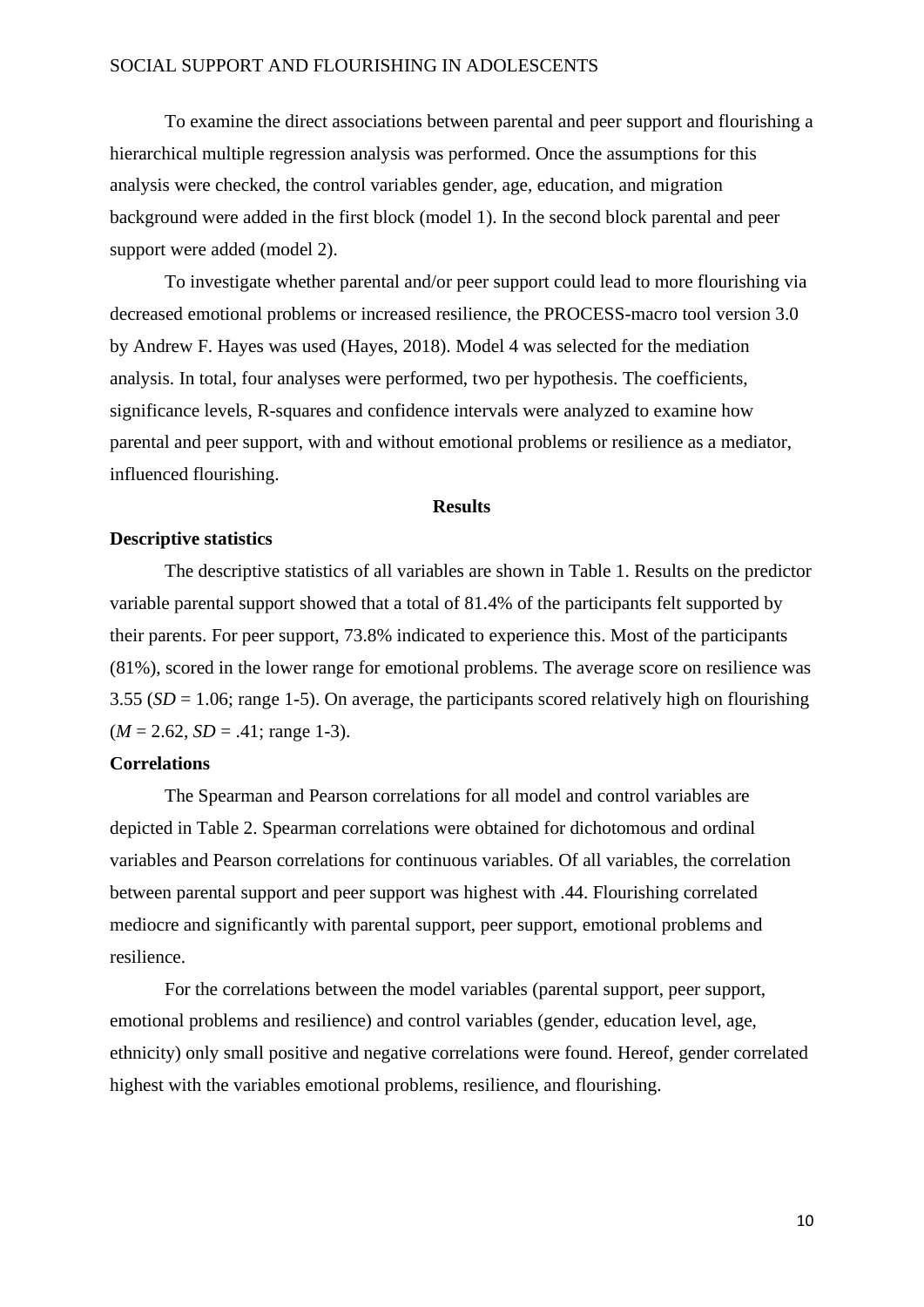To examine the direct associations between parental and peer support and flourishing a hierarchical multiple regression analysis was performed. Once the assumptions for this analysis were checked, the control variables gender, age, education, and migration background were added in the first block (model 1). In the second block parental and peer support were added (model 2).

To investigate whether parental and/or peer support could lead to more flourishing via decreased emotional problems or increased resilience, the PROCESS-macro tool version 3.0 by Andrew F. Hayes was used (Hayes, 2018). Model 4 was selected for the mediation analysis. In total, four analyses were performed, two per hypothesis. The coefficients, significance levels, R-squares and confidence intervals were analyzed to examine how parental and peer support, with and without emotional problems or resilience as a mediator, influenced flourishing.

## Results

### Descriptive statistics

The descriptive statistics of all variables are shown in Table 1. Results on the predictor variable parental support showed that a total of 81.4% of the participants felt supported by their parents. For peer support, 73.8% indicated to experience this. Most of the participants (81%), scored in the lower range for emotional problems. The average score on resilience was 3.55 (*SD* = 1.06; range 1-5). On average, the participants scored relatively high on flourishing (*M* = 2.62, *SD* = .41; range 1-3).

### Correlations

The Spearman and Pearson correlations for all model and control variables are depicted in Table 2. Spearman correlations were obtained for dichotomous and ordinal variables and Pearson correlations for continuous variables. Of all variables, the correlation between parental support and peer support was highest with .44. Flourishing correlated mediocre and significantly with parental support, peer support, emotional problems and resilience.

For the correlations between the model variables (parental support, peer support, emotional problems and resilience) and control variables (gender, education level, age, ethnicity) only small positive and negative correlations were found. Hereof, gender correlated highest with the variables emotional problems, resilience, and flourishing.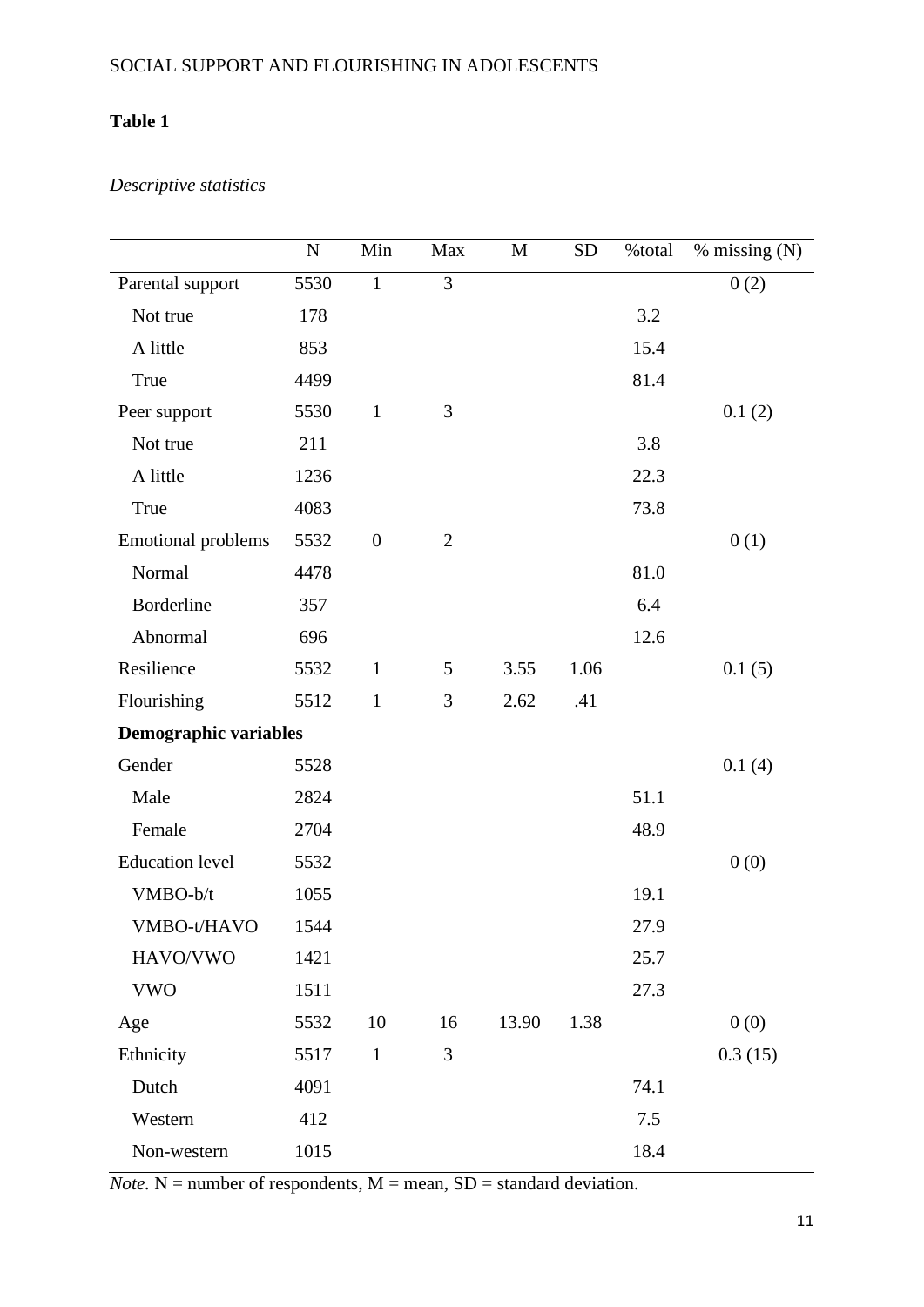**Table 1**

*Descriptive statistics*

| | N | Min | Max | M | SD | %total | % missing (N) |
|---|---|---|---|---|---|---|---|
| Parental support | 5530 | 1 | 3 | | | | 0 (2) |
| Not true | 178 | | | | | 3.2 | |
| A little | 853 | | | | | 15.4 | |
| True | 4499 | | | | | 81.4 | |
| Peer support | 5530 | 1 | 3 | | | | 0.1 (2) |
| Not true | 211 | | | | | 3.8 | |
| A little | 1236 | | | | | 22.3 | |
| True | 4083 | | | | | 73.8 | |
| Emotional problems | 5532 | 0 | 2 | | | | 0 (1) |
| Normal | 4478 | | | | | 81.0 | |
| Borderline | 357 | | | | | 6.4 | |
| Abnormal | 696 | | | | | 12.6 | |
| Resilience | 5532 | 1 | 5 | 3.55 | 1.06 | | 0.1 (5) |
| Flourishing | 5512 | 1 | 3 | 2.62 | .41 | | |
| **Demographic variables** | | | | | | | |
| Gender | 5528 | | | | | | 0.1 (4) |
| Male | 2824 | | | | | 51.1 | |
| Female | 2704 | | | | | 48.9 | |
| Education level | 5532 | | | | | | 0 (0) |
| VMBO-b/t | 1055 | | | | | 19.1 | |
| VMBO-t/HAVO | 1544 | | | | | 27.9 | |
| HAVO/VWO | 1421 | | | | | 25.7 | |
| VWO | 1511 | | | | | 27.3 | |
| Age | 5532 | 10 | 16 | 13.90 | 1.38 | | 0 (0) |
| Ethnicity | 5517 | 1 | 3 | | | | 0.3 (15) |
| Dutch | 4091 | | | | | 74.1 | |
| Western | 412 | | | | | 7.5 | |
| Non-western | 1015 | | | | | 18.4 | |

*Note.* N = number of respondents, M = mean, SD = standard deviation.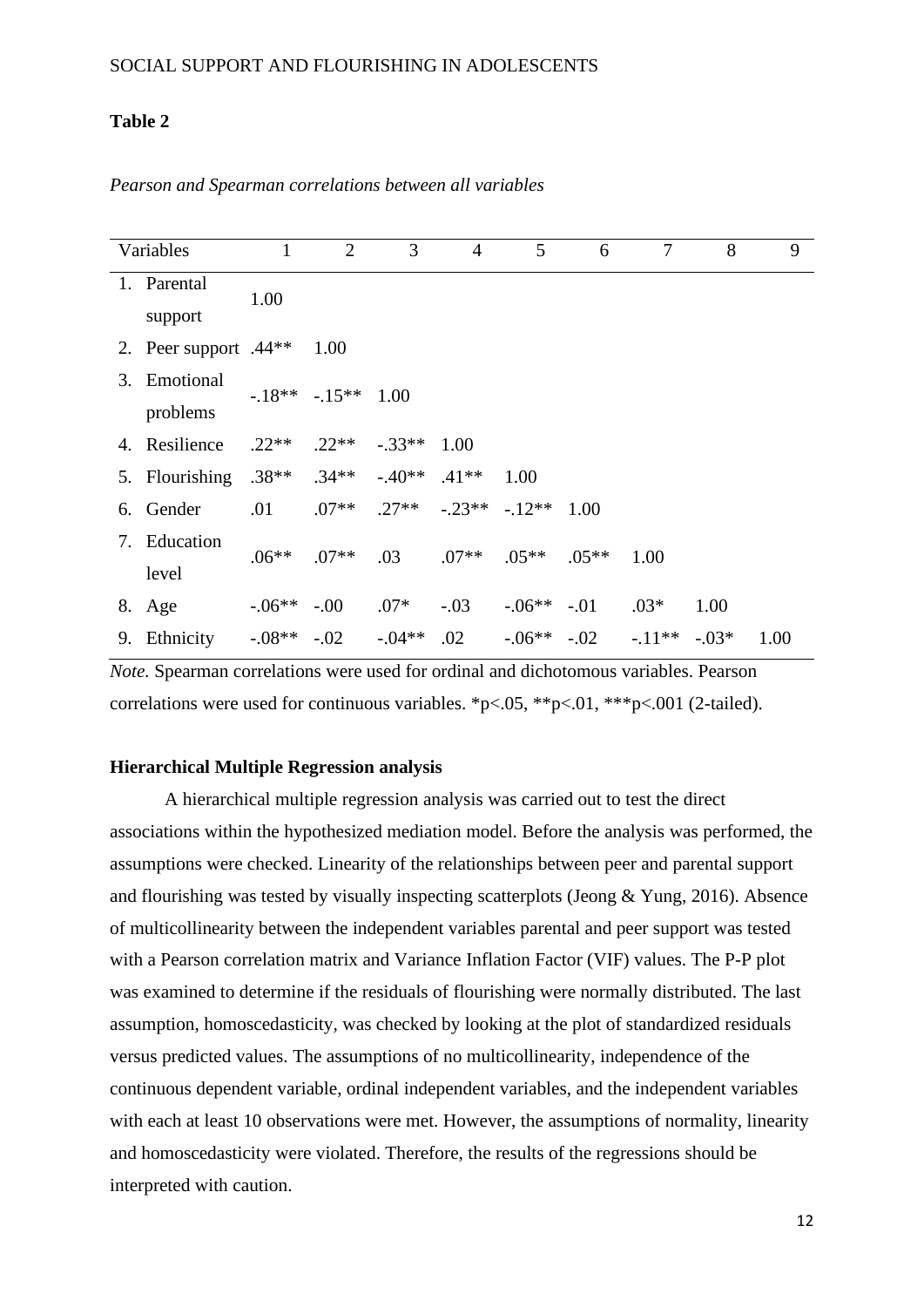**Table 2**

*Pearson and Spearman correlations between all variables*

| Variables | 1 | 2 | 3 | 4 | 5 | 6 | 7 | 8 | 9 |
|---|---|---|---|---|---|---|---|---|---|
| 1. Parental support | 1.00 | | | | | | | | |
| 2. Peer support | .44** | 1.00 | | | | | | | |
| 3. Emotional problems | -.18** | -.15** | 1.00 | | | | | | |
| 4. Resilience | .22** | .22** | -.33** | 1.00 | | | | | |
| 5. Flourishing | .38** | .34** | -.40** | .41** | 1.00 | | | | |
| 6. Gender | .01 | .07** | .27** | -.23** | -.12** | 1.00 | | | |
| 7. Education level | .06** | .07** | .03 | .07** | .05** | .05** | 1.00 | | |
| 8. Age | -.06** | -.00 | .07* | -.03 | -.06** | -.01 | .03* | 1.00 | |
| 9. Ethnicity | -.08** | -.02 | -.04** | .02 | -.06** | -.02 | -.11** | -.03* | 1.00 |

*Note.* Spearman correlations were used for ordinal and dichotomous variables. Pearson correlations were used for continuous variables. *p<.05, **p<.01, ***p<.001 (2-tailed).

**Hierarchical Multiple Regression analysis**

A hierarchical multiple regression analysis was carried out to test the direct associations within the hypothesized mediation model. Before the analysis was performed, the assumptions were checked. Linearity of the relationships between peer and parental support and flourishing was tested by visually inspecting scatterplots (Jeong & Yung, 2016). Absence of multicollinearity between the independent variables parental and peer support was tested with a Pearson correlation matrix and Variance Inflation Factor (VIF) values. The P-P plot was examined to determine if the residuals of flourishing were normally distributed. The last assumption, homoscedasticity, was checked by looking at the plot of standardized residuals versus predicted values. The assumptions of no multicollinearity, independence of the continuous dependent variable, ordinal independent variables, and the independent variables with each at least 10 observations were met. However, the assumptions of normality, linearity and homoscedasticity were violated. Therefore, the results of the regressions should be interpreted with caution.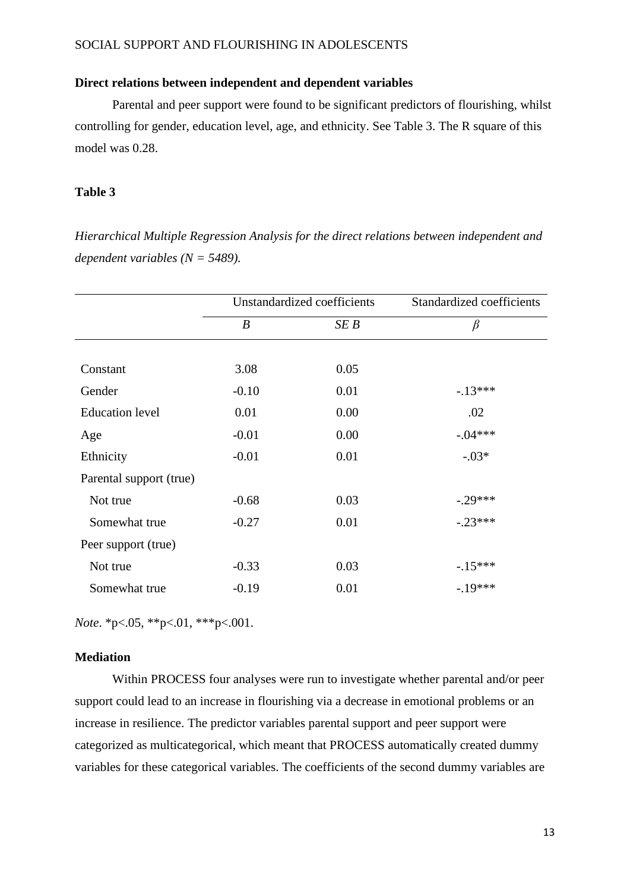**Direct relations between independent and dependent variables**

Parental and peer support were found to be significant predictors of flourishing, whilst controlling for gender, education level, age, and ethnicity. See Table 3. The R square of this model was 0.28.

**Table 3**

*Hierarchical Multiple Regression Analysis for the direct relations between independent and dependent variables (N = 5489).*

| | Unstandardized coefficients | | Standardized coefficients |
|---|---|---|---|
| | *B* | *SE B* | *β* |
| Constant | 3.08 | 0.05 | |
| Gender | -0.10 | 0.01 | -.13*** |
| Education level | 0.01 | 0.00 | .02 |
| Age | -0.01 | 0.00 | -.04*** |
| Ethnicity | -0.01 | 0.01 | -.03* |
| Parental support (true) | | | |
| Not true | -0.68 | 0.03 | -.29*** |
| Somewhat true | -0.27 | 0.01 | -.23*** |
| Peer support (true) | | | |
| Not true | -0.33 | 0.03 | -.15*** |
| Somewhat true | -0.19 | 0.01 | -.19*** |

*Note*. *p<.05, **p<.01, ***p<.001.

**Mediation**

Within PROCESS four analyses were run to investigate whether parental and/or peer support could lead to an increase in flourishing via a decrease in emotional problems or an increase in resilience. The predictor variables parental support and peer support were categorized as multicategorical, which meant that PROCESS automatically created dummy variables for these categorical variables. The coefficients of the second dummy variables are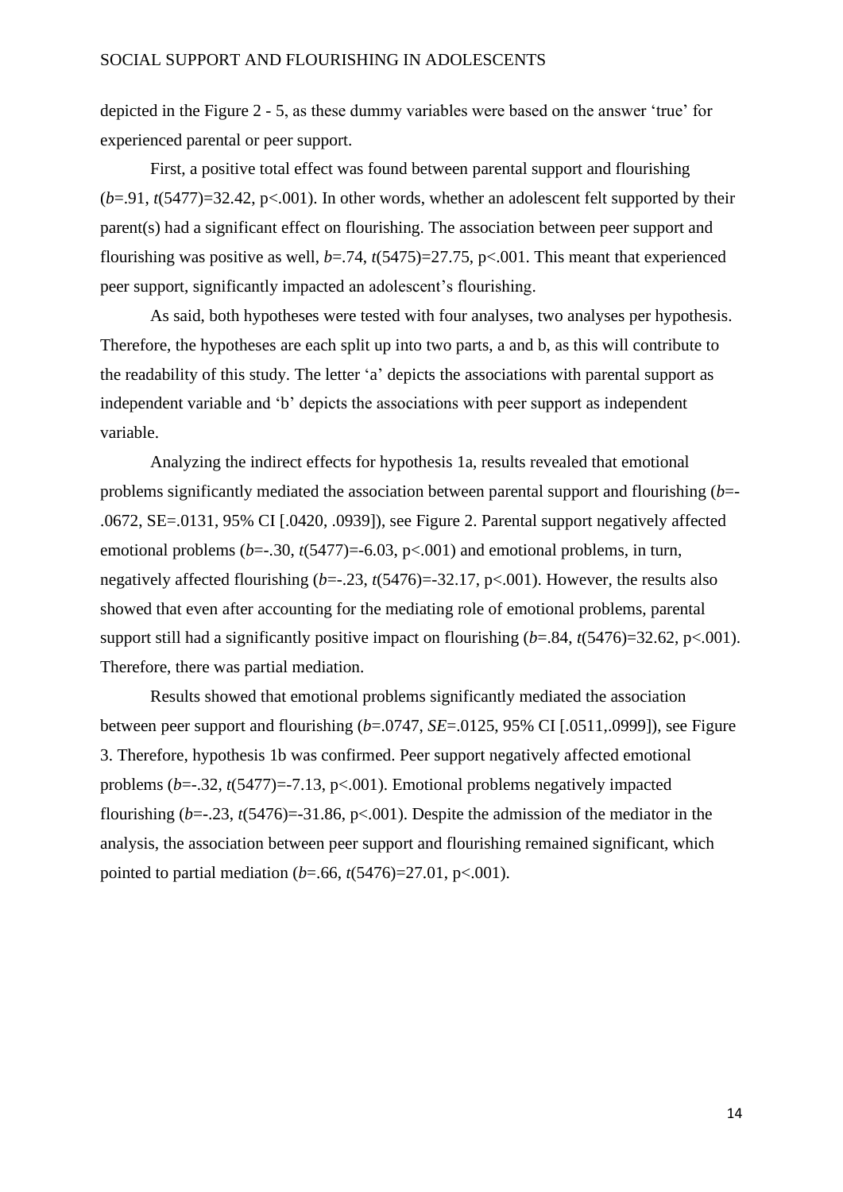depicted in the Figure 2 - 5, as these dummy variables were based on the answer 'true' for experienced parental or peer support.

First, a positive total effect was found between parental support and flourishing ($b$=.91, $t$(5477)=32.42, p<.001). In other words, whether an adolescent felt supported by their parent(s) had a significant effect on flourishing. The association between peer support and flourishing was positive as well, $b$=.74, $t$(5475)=27.75, p<.001. This meant that experienced peer support, significantly impacted an adolescent's flourishing.

As said, both hypotheses were tested with four analyses, two analyses per hypothesis. Therefore, the hypotheses are each split up into two parts, a and b, as this will contribute to the readability of this study. The letter 'a' depicts the associations with parental support as independent variable and 'b' depicts the associations with peer support as independent variable.

Analyzing the indirect effects for hypothesis 1a, results revealed that emotional problems significantly mediated the association between parental support and flourishing ($b$=-.0672, SE=.0131, 95% CI [.0420, .0939]), see Figure 2. Parental support negatively affected emotional problems ($b$=-.30, $t$(5477)=-6.03, p<.001) and emotional problems, in turn, negatively affected flourishing ($b$=-.23, $t$(5476)=-32.17, p<.001). However, the results also showed that even after accounting for the mediating role of emotional problems, parental support still had a significantly positive impact on flourishing ($b$=.84, $t$(5476)=32.62, p<.001). Therefore, there was partial mediation.

Results showed that emotional problems significantly mediated the association between peer support and flourishing ($b$=.0747, $SE$=.0125, 95% CI [.0511,.0999]), see Figure 3. Therefore, hypothesis 1b was confirmed. Peer support negatively affected emotional problems ($b$=-.32, $t$(5477)=-7.13, p<.001). Emotional problems negatively impacted flourishing ($b$=-.23, $t$(5476)=-31.86, p<.001). Despite the admission of the mediator in the analysis, the association between peer support and flourishing remained significant, which pointed to partial mediation ($b$=.66, $t$(5476)=27.01, p<.001).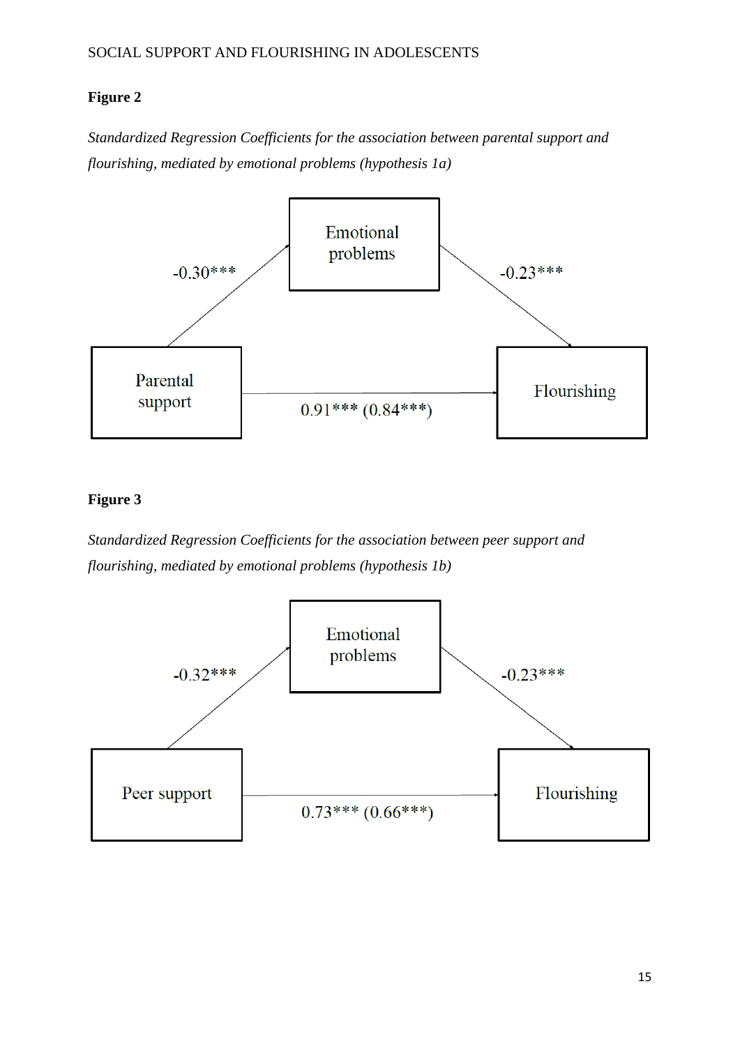**Figure 2**

*Standardized Regression Coefficients for the association between parental support and flourishing, mediated by emotional problems (hypothesis 1a)*

Emotional problems

-0.30***

-0.23***

Parental support

Flourishing

0.91*** (0.84***)

**Figure 3**

*Standardized Regression Coefficients for the association between peer support and flourishing, mediated by emotional problems (hypothesis 1b)*

Emotional problems

-0.32***

-0.23***

Peer support

Flourishing

0.73*** (0.66***)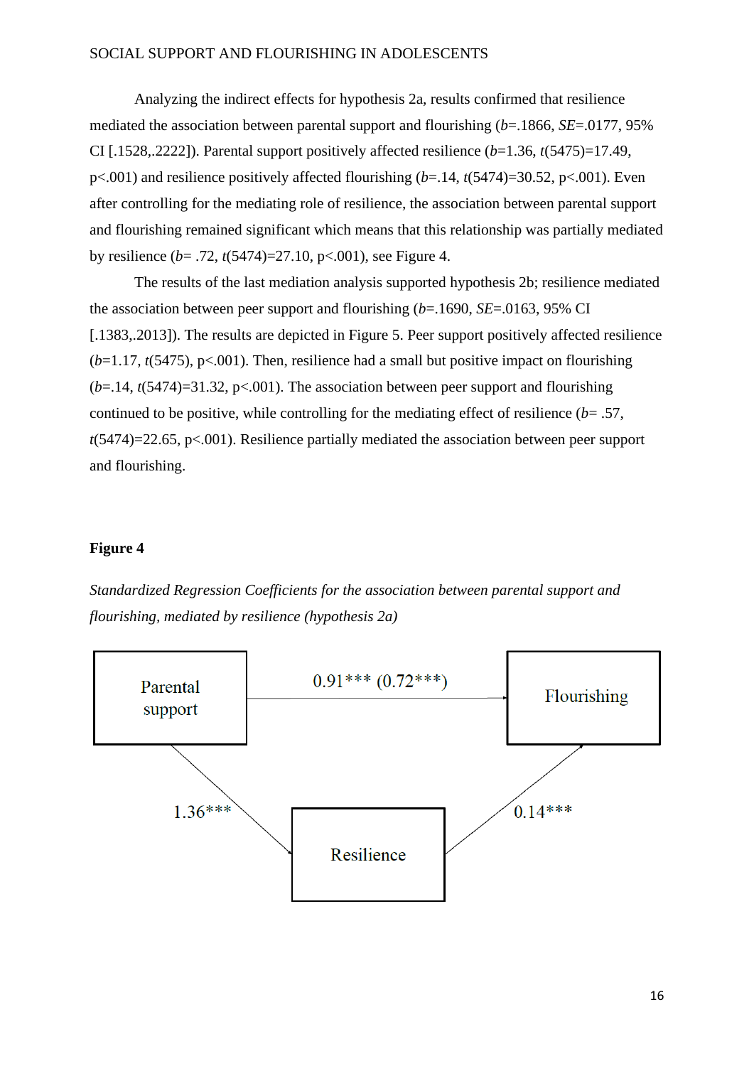Analyzing the indirect effects for hypothesis 2a, results confirmed that resilience mediated the association between parental support and flourishing (*b*=.1866, *SE*=.0177, 95% CI [.1528,.2222]). Parental support positively affected resilience (*b*=1.36, *t*(5475)=17.49, p<.001) and resilience positively affected flourishing (*b*=.14, *t*(5474)=30.52, p<.001). Even after controlling for the mediating role of resilience, the association between parental support and flourishing remained significant which means that this relationship was partially mediated by resilience (*b*= .72, *t*(5474)=27.10, p<.001), see Figure 4.

The results of the last mediation analysis supported hypothesis 2b; resilience mediated the association between peer support and flourishing (*b*=.1690, *SE*=.0163, 95% CI [.1383,.2013]). The results are depicted in Figure 5. Peer support positively affected resilience (*b*=1.17, *t*(5475), p<.001). Then, resilience had a small but positive impact on flourishing (*b*=.14, *t*(5474)=31.32, p<.001). The association between peer support and flourishing continued to be positive, while controlling for the mediating effect of resilience (*b*= .57, *t*(5474)=22.65, p<.001). Resilience partially mediated the association between peer support and flourishing.

**Figure 4**

*Standardized Regression Coefficients for the association between parental support and flourishing, mediated by resilience (hypothesis 2a)*

Parental support → Flourishing: 0.91*** (0.72***)

Parental support → Resilience: 1.36***

Resilience → Flourishing: 0.14***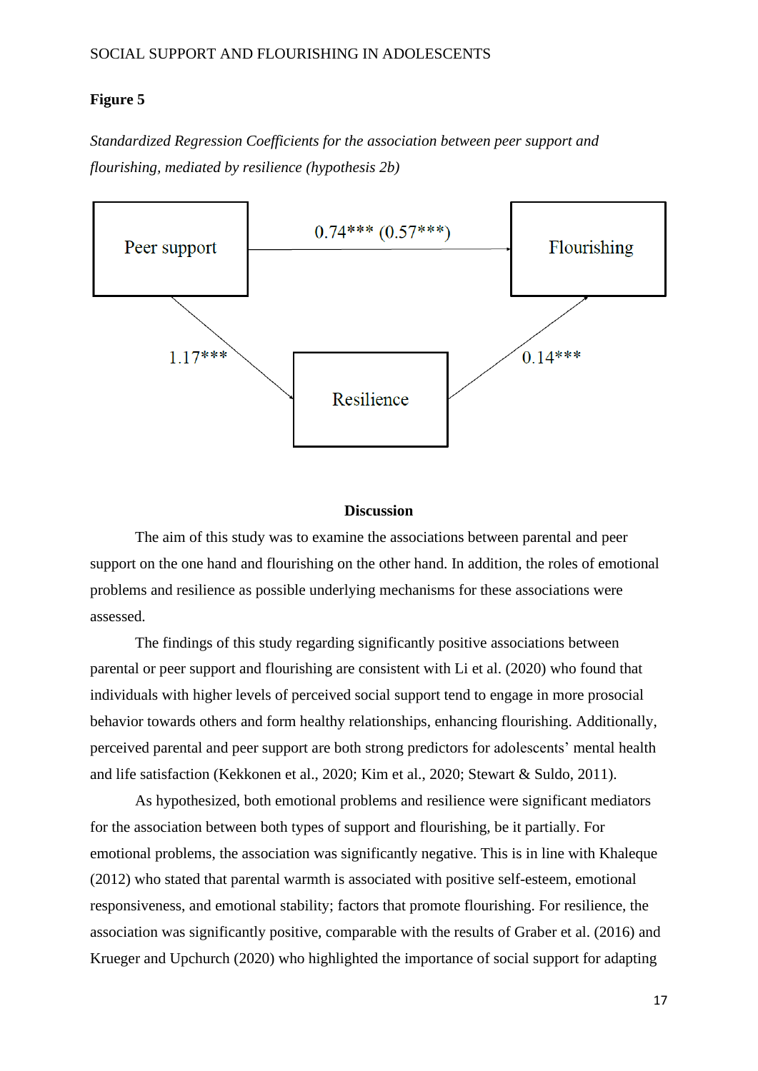**Figure 5**

*Standardized Regression Coefficients for the association between peer support and flourishing, mediated by resilience (hypothesis 2b)*

Peer support → Flourishing: 0.74*** (0.57***)

Peer support → Resilience: 1.17***

Resilience → Flourishing: 0.14***

## Discussion

The aim of this study was to examine the associations between parental and peer support on the one hand and flourishing on the other hand. In addition, the roles of emotional problems and resilience as possible underlying mechanisms for these associations were assessed.

The findings of this study regarding significantly positive associations between parental or peer support and flourishing are consistent with Li et al. (2020) who found that individuals with higher levels of perceived social support tend to engage in more prosocial behavior towards others and form healthy relationships, enhancing flourishing. Additionally, perceived parental and peer support are both strong predictors for adolescents' mental health and life satisfaction (Kekkonen et al., 2020; Kim et al., 2020; Stewart & Suldo, 2011).

As hypothesized, both emotional problems and resilience were significant mediators for the association between both types of support and flourishing, be it partially. For emotional problems, the association was significantly negative. This is in line with Khaleque (2012) who stated that parental warmth is associated with positive self-esteem, emotional responsiveness, and emotional stability; factors that promote flourishing. For resilience, the association was significantly positive, comparable with the results of Graber et al. (2016) and Krueger and Upchurch (2020) who highlighted the importance of social support for adapting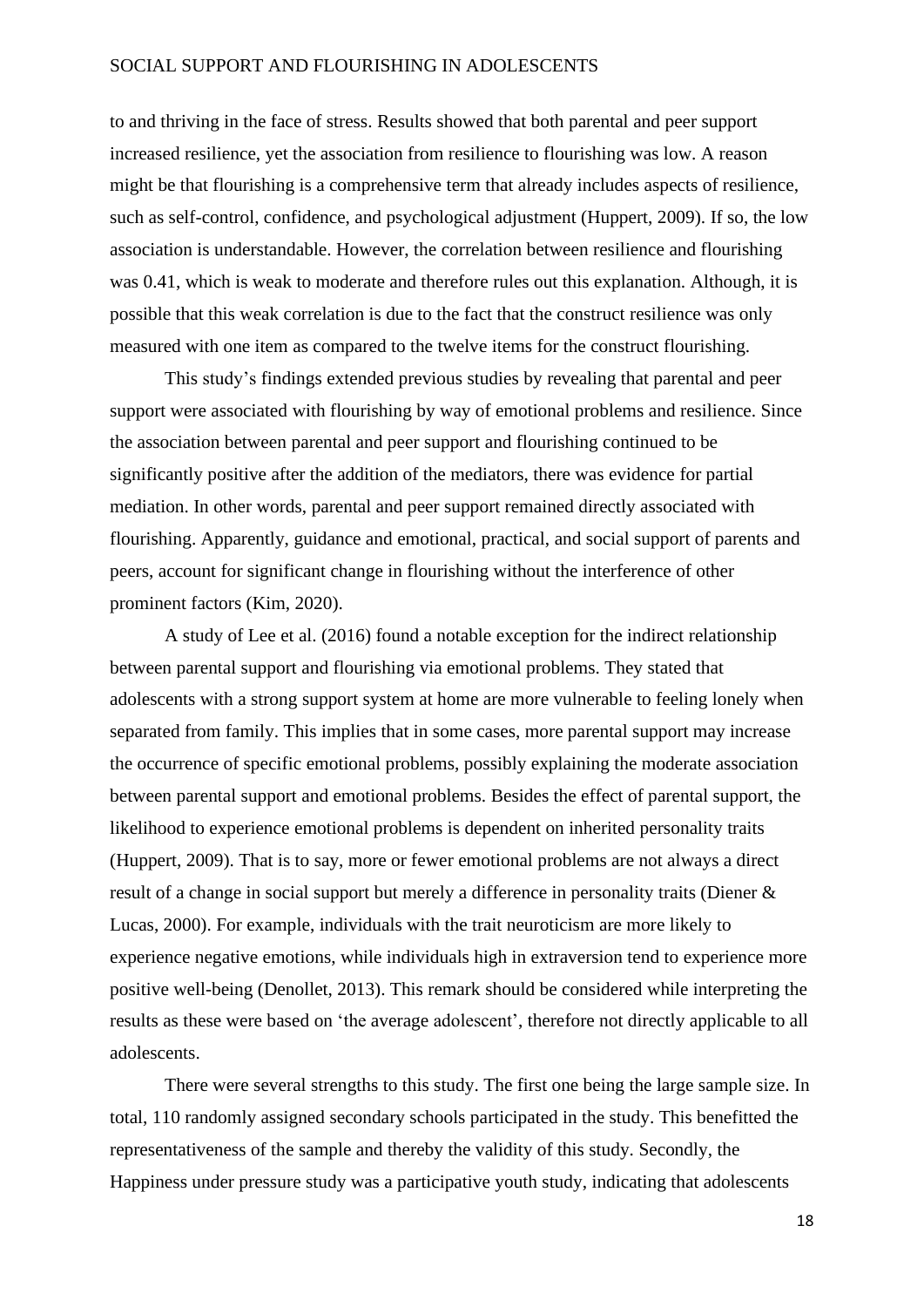to and thriving in the face of stress. Results showed that both parental and peer support increased resilience, yet the association from resilience to flourishing was low. A reason might be that flourishing is a comprehensive term that already includes aspects of resilience, such as self-control, confidence, and psychological adjustment (Huppert, 2009). If so, the low association is understandable. However, the correlation between resilience and flourishing was 0.41, which is weak to moderate and therefore rules out this explanation. Although, it is possible that this weak correlation is due to the fact that the construct resilience was only measured with one item as compared to the twelve items for the construct flourishing.

This study's findings extended previous studies by revealing that parental and peer support were associated with flourishing by way of emotional problems and resilience. Since the association between parental and peer support and flourishing continued to be significantly positive after the addition of the mediators, there was evidence for partial mediation. In other words, parental and peer support remained directly associated with flourishing. Apparently, guidance and emotional, practical, and social support of parents and peers, account for significant change in flourishing without the interference of other prominent factors (Kim, 2020).

A study of Lee et al. (2016) found a notable exception for the indirect relationship between parental support and flourishing via emotional problems. They stated that adolescents with a strong support system at home are more vulnerable to feeling lonely when separated from family. This implies that in some cases, more parental support may increase the occurrence of specific emotional problems, possibly explaining the moderate association between parental support and emotional problems. Besides the effect of parental support, the likelihood to experience emotional problems is dependent on inherited personality traits (Huppert, 2009). That is to say, more or fewer emotional problems are not always a direct result of a change in social support but merely a difference in personality traits (Diener & Lucas, 2000). For example, individuals with the trait neuroticism are more likely to experience negative emotions, while individuals high in extraversion tend to experience more positive well-being (Denollet, 2013). This remark should be considered while interpreting the results as these were based on 'the average adolescent', therefore not directly applicable to all adolescents.

There were several strengths to this study. The first one being the large sample size. In total, 110 randomly assigned secondary schools participated in the study. This benefitted the representativeness of the sample and thereby the validity of this study. Secondly, the Happiness under pressure study was a participative youth study, indicating that adolescents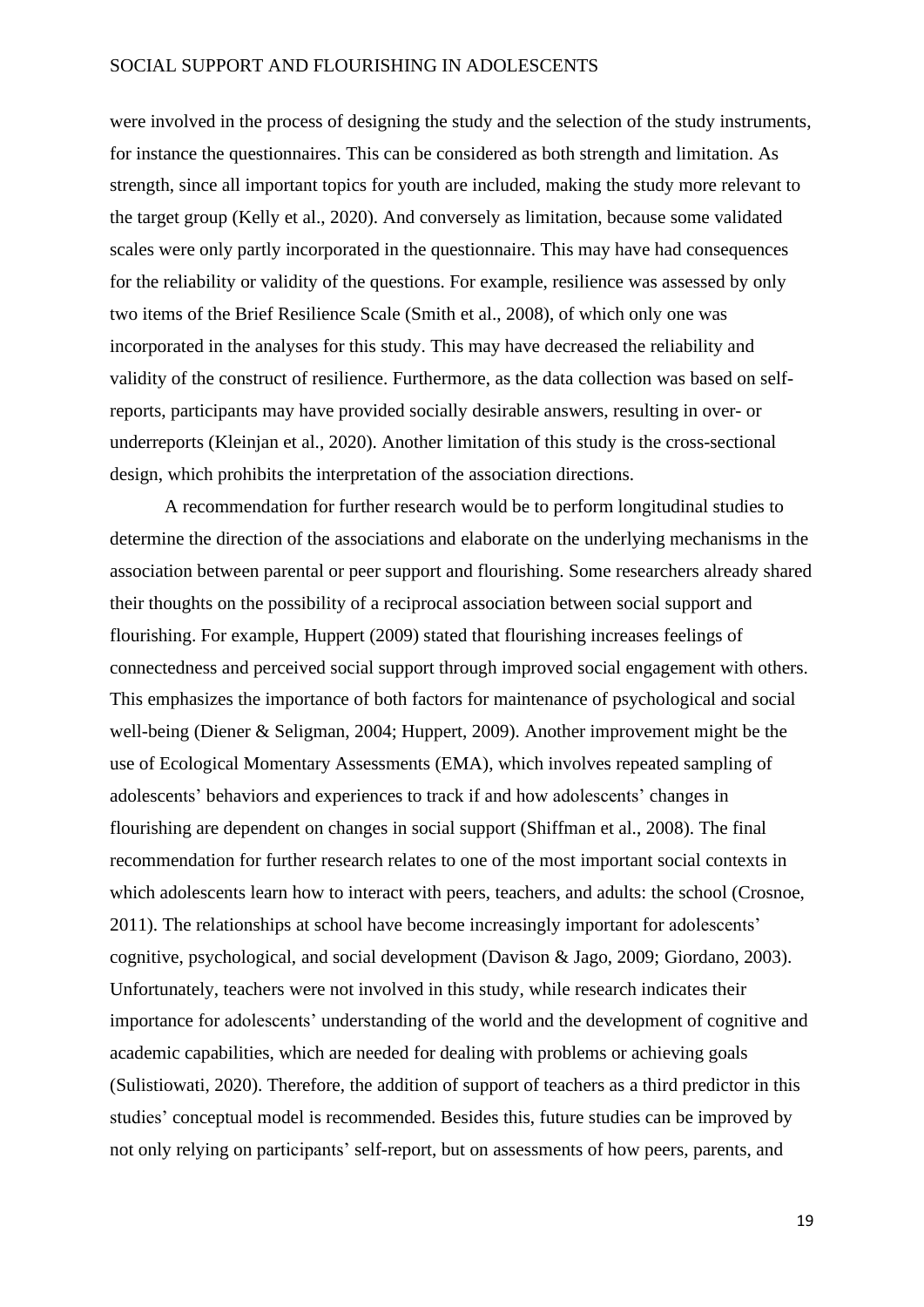were involved in the process of designing the study and the selection of the study instruments, for instance the questionnaires. This can be considered as both strength and limitation. As strength, since all important topics for youth are included, making the study more relevant to the target group (Kelly et al., 2020). And conversely as limitation, because some validated scales were only partly incorporated in the questionnaire. This may have had consequences for the reliability or validity of the questions. For example, resilience was assessed by only two items of the Brief Resilience Scale (Smith et al., 2008), of which only one was incorporated in the analyses for this study. This may have decreased the reliability and validity of the construct of resilience. Furthermore, as the data collection was based on self-reports, participants may have provided socially desirable answers, resulting in over- or underreports (Kleinjan et al., 2020). Another limitation of this study is the cross-sectional design, which prohibits the interpretation of the association directions.

A recommendation for further research would be to perform longitudinal studies to determine the direction of the associations and elaborate on the underlying mechanisms in the association between parental or peer support and flourishing. Some researchers already shared their thoughts on the possibility of a reciprocal association between social support and flourishing. For example, Huppert (2009) stated that flourishing increases feelings of connectedness and perceived social support through improved social engagement with others. This emphasizes the importance of both factors for maintenance of psychological and social well-being (Diener & Seligman, 2004; Huppert, 2009). Another improvement might be the use of Ecological Momentary Assessments (EMA), which involves repeated sampling of adolescents' behaviors and experiences to track if and how adolescents' changes in flourishing are dependent on changes in social support (Shiffman et al., 2008). The final recommendation for further research relates to one of the most important social contexts in which adolescents learn how to interact with peers, teachers, and adults: the school (Crosnoe, 2011). The relationships at school have become increasingly important for adolescents' cognitive, psychological, and social development (Davison & Jago, 2009; Giordano, 2003). Unfortunately, teachers were not involved in this study, while research indicates their importance for adolescents' understanding of the world and the development of cognitive and academic capabilities, which are needed for dealing with problems or achieving goals (Sulistiowati, 2020). Therefore, the addition of support of teachers as a third predictor in this studies' conceptual model is recommended. Besides this, future studies can be improved by not only relying on participants' self-report, but on assessments of how peers, parents, and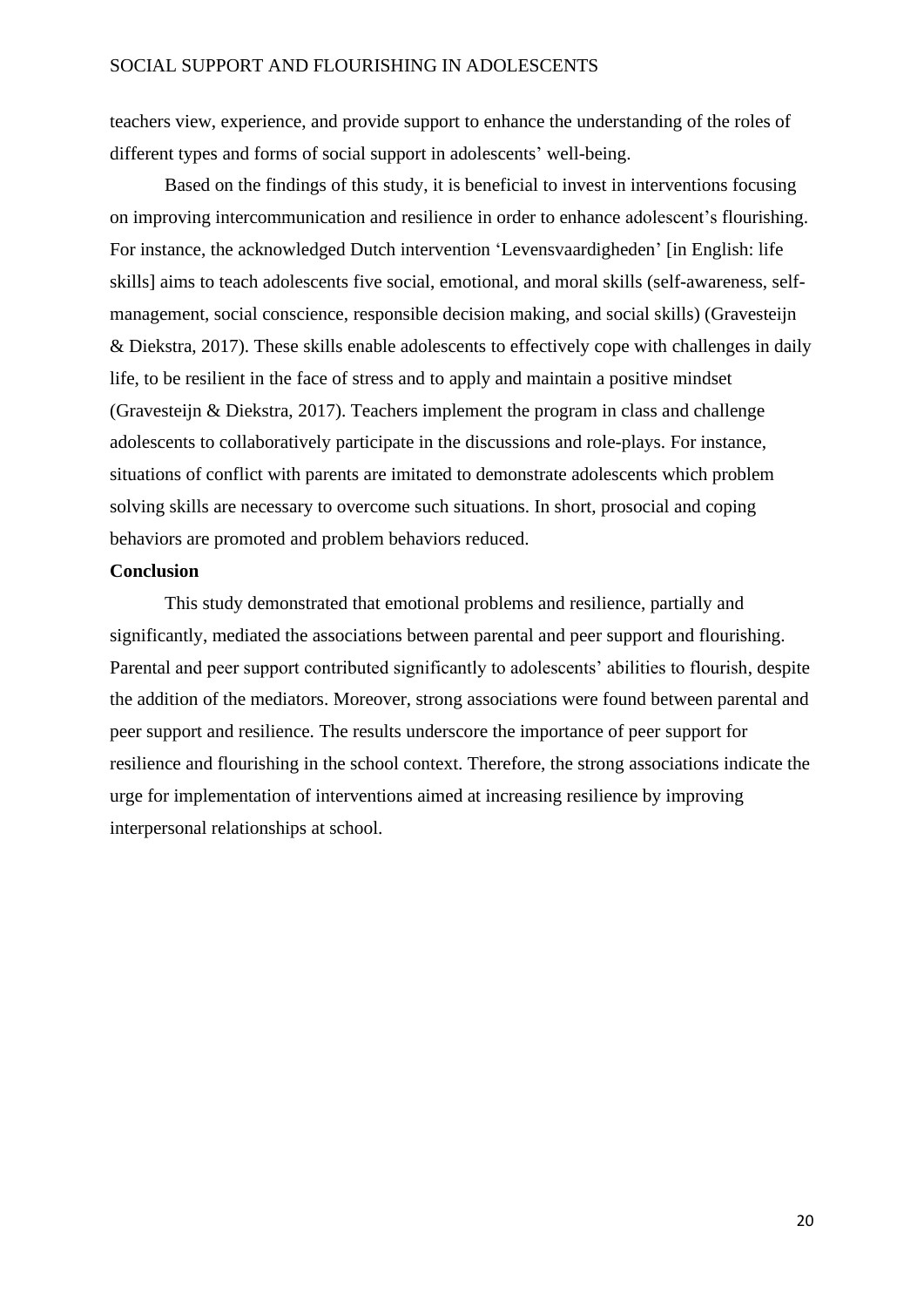teachers view, experience, and provide support to enhance the understanding of the roles of different types and forms of social support in adolescents' well-being.

Based on the findings of this study, it is beneficial to invest in interventions focusing on improving intercommunication and resilience in order to enhance adolescent's flourishing. For instance, the acknowledged Dutch intervention 'Levensvaardigheden' [in English: life skills] aims to teach adolescents five social, emotional, and moral skills (self-awareness, self-management, social conscience, responsible decision making, and social skills) (Gravesteijn & Diekstra, 2017). These skills enable adolescents to effectively cope with challenges in daily life, to be resilient in the face of stress and to apply and maintain a positive mindset (Gravesteijn & Diekstra, 2017). Teachers implement the program in class and challenge adolescents to collaboratively participate in the discussions and role-plays. For instance, situations of conflict with parents are imitated to demonstrate adolescents which problem solving skills are necessary to overcome such situations. In short, prosocial and coping behaviors are promoted and problem behaviors reduced.

## Conclusion

This study demonstrated that emotional problems and resilience, partially and significantly, mediated the associations between parental and peer support and flourishing. Parental and peer support contributed significantly to adolescents' abilities to flourish, despite the addition of the mediators. Moreover, strong associations were found between parental and peer support and resilience. The results underscore the importance of peer support for resilience and flourishing in the school context. Therefore, the strong associations indicate the urge for implementation of interventions aimed at increasing resilience by improving interpersonal relationships at school.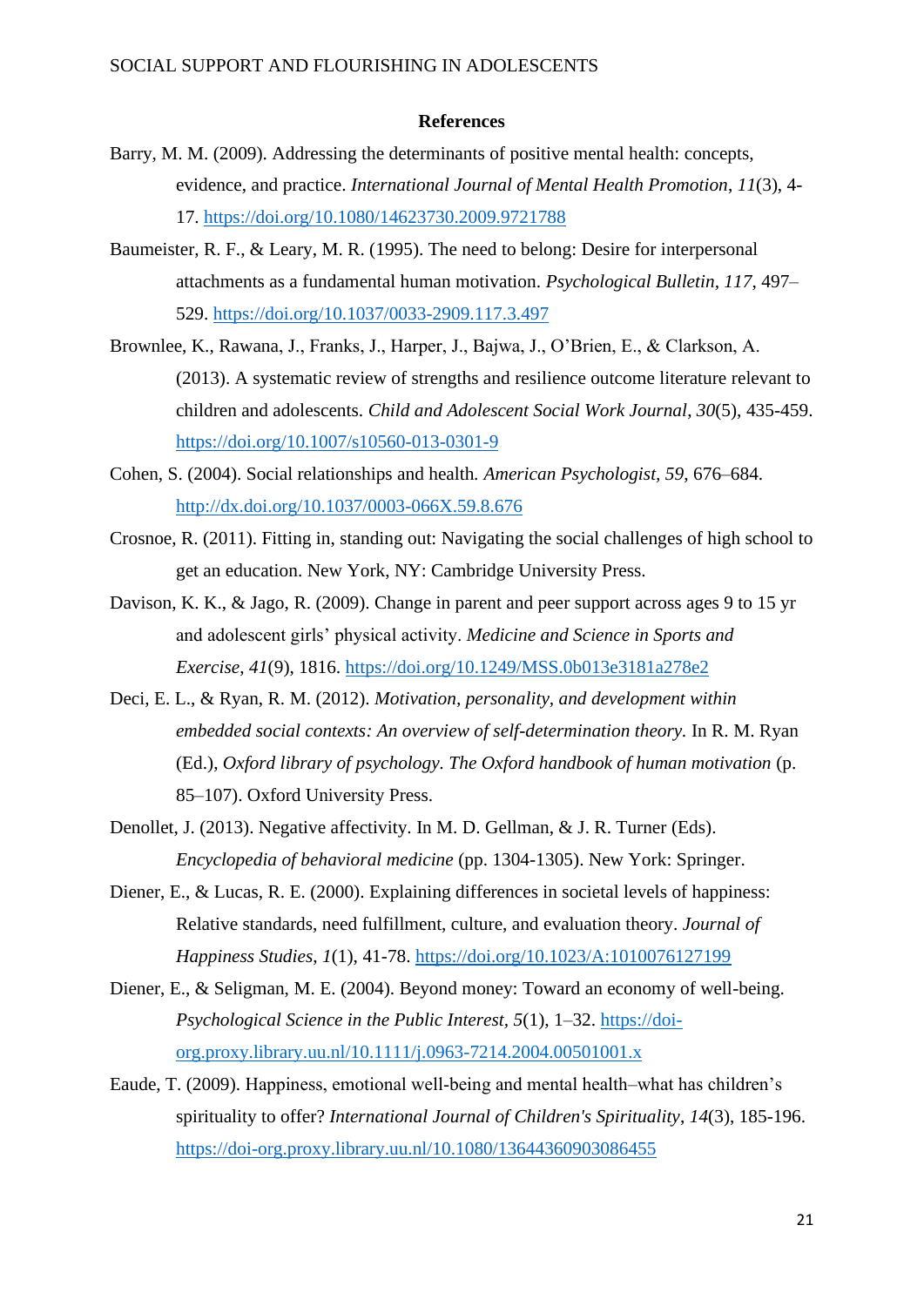**References**

Barry, M. M. (2009). Addressing the determinants of positive mental health: concepts, evidence, and practice. *International Journal of Mental Health Promotion*, *11*(3), 4-17. https://doi.org/10.1080/14623730.2009.9721788

Baumeister, R. F., & Leary, M. R. (1995). The need to belong: Desire for interpersonal attachments as a fundamental human motivation. *Psychological Bulletin*, *117*, 497–529. https://doi.org/10.1037/0033-2909.117.3.497

Brownlee, K., Rawana, J., Franks, J., Harper, J., Bajwa, J., O'Brien, E., & Clarkson, A. (2013). A systematic review of strengths and resilience outcome literature relevant to children and adolescents. *Child and Adolescent Social Work Journal*, *30*(5), 435-459. https://doi.org/10.1007/s10560-013-0301-9

Cohen, S. (2004). Social relationships and health. *American Psychologist*, *59*, 676–684. http://dx.doi.org/10.1037/0003-066X.59.8.676

Crosnoe, R. (2011). Fitting in, standing out: Navigating the social challenges of high school to get an education. New York, NY: Cambridge University Press.

Davison, K. K., & Jago, R. (2009). Change in parent and peer support across ages 9 to 15 yr and adolescent girls' physical activity. *Medicine and Science in Sports and Exercise*, *41*(9), 1816. https://doi.org/10.1249/MSS.0b013e3181a278e2

Deci, E. L., & Ryan, R. M. (2012). *Motivation, personality, and development within embedded social contexts: An overview of self-determination theory.* In R. M. Ryan (Ed.), *Oxford library of psychology. The Oxford handbook of human motivation* (p. 85–107). Oxford University Press.

Denollet, J. (2013). Negative affectivity. In M. D. Gellman, & J. R. Turner (Eds). *Encyclopedia of behavioral medicine* (pp. 1304-1305). New York: Springer.

Diener, E., & Lucas, R. E. (2000). Explaining differences in societal levels of happiness: Relative standards, need fulfillment, culture, and evaluation theory. *Journal of Happiness Studies*, *1*(1), 41-78. https://doi.org/10.1023/A:1010076127199

Diener, E., & Seligman, M. E. (2004). Beyond money: Toward an economy of well-being. *Psychological Science in the Public Interest*, *5*(1), 1–32. https://doi-org.proxy.library.uu.nl/10.1111/j.0963-7214.2004.00501001.x

Eaude, T. (2009). Happiness, emotional well-being and mental health–what has children's spirituality to offer? *International Journal of Children's Spirituality*, *14*(3), 185-196. https://doi-org.proxy.library.uu.nl/10.1080/13644360903086455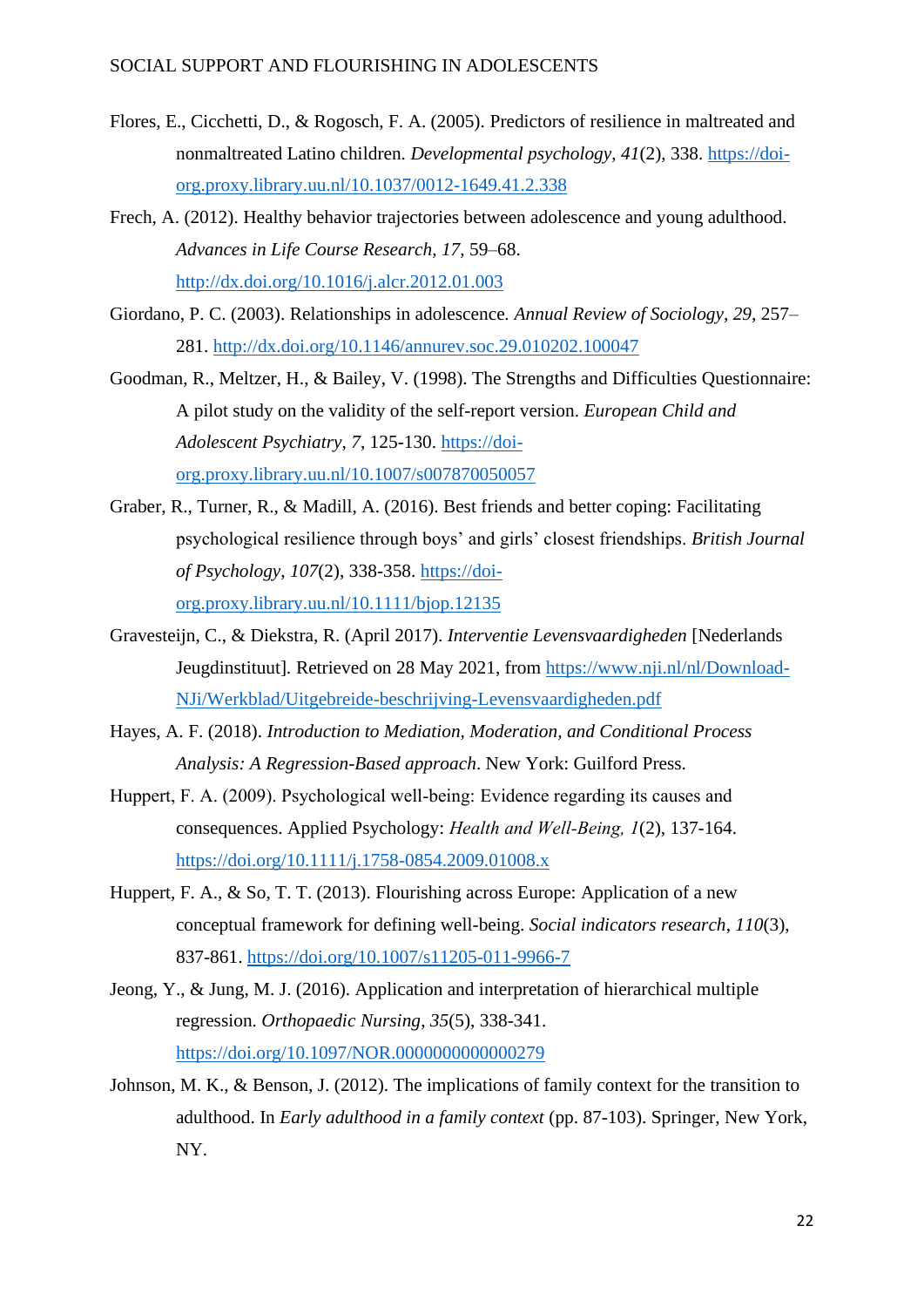Flores, E., Cicchetti, D., & Rogosch, F. A. (2005). Predictors of resilience in maltreated and nonmaltreated Latino children. *Developmental psychology*, *41*(2), 338. https://doi-org.proxy.library.uu.nl/10.1037/0012-1649.41.2.338

Frech, A. (2012). Healthy behavior trajectories between adolescence and young adulthood. *Advances in Life Course Research, 17,* 59–68. http://dx.doi.org/10.1016/j.alcr.2012.01.003

Giordano, P. C. (2003). Relationships in adolescence. *Annual Review of Sociology, 29,* 257–281. http://dx.doi.org/10.1146/annurev.soc.29.010202.100047

Goodman, R., Meltzer, H., & Bailey, V. (1998). The Strengths and Difficulties Questionnaire: A pilot study on the validity of the self-report version. *European Child and Adolescent Psychiatry*, *7*, 125-130. https://doi-org.proxy.library.uu.nl/10.1007/s007870050057

Graber, R., Turner, R., & Madill, A. (2016). Best friends and better coping: Facilitating psychological resilience through boys' and girls' closest friendships. *British Journal of Psychology*, *107*(2), 338-358. https://doi-org.proxy.library.uu.nl/10.1111/bjop.12135

Gravesteijn, C., & Diekstra, R. (April 2017). *Interventie Levensvaardigheden* [Nederlands Jeugdinstituut]. Retrieved on 28 May 2021, from https://www.nji.nl/nl/Download-NJi/Werkblad/Uitgebreide-beschrijving-Levensvaardigheden.pdf

Hayes, A. F. (2018). *Introduction to Mediation, Moderation, and Conditional Process Analysis: A Regression-Based approach*. New York: Guilford Press.

Huppert, F. A. (2009). Psychological well-being: Evidence regarding its causes and consequences. Applied Psychology: *Health and Well-Being, 1*(2), 137-164. https://doi.org/10.1111/j.1758-0854.2009.01008.x

Huppert, F. A., & So, T. T. (2013). Flourishing across Europe: Application of a new conceptual framework for defining well-being. *Social indicators research*, *110*(3), 837-861. https://doi.org/10.1007/s11205-011-9966-7

Jeong, Y., & Jung, M. J. (2016). Application and interpretation of hierarchical multiple regression. *Orthopaedic Nursing*, *35*(5), 338-341. https://doi.org/10.1097/NOR.0000000000000279

Johnson, M. K., & Benson, J. (2012). The implications of family context for the transition to adulthood. In *Early adulthood in a family context* (pp. 87-103). Springer, New York, NY.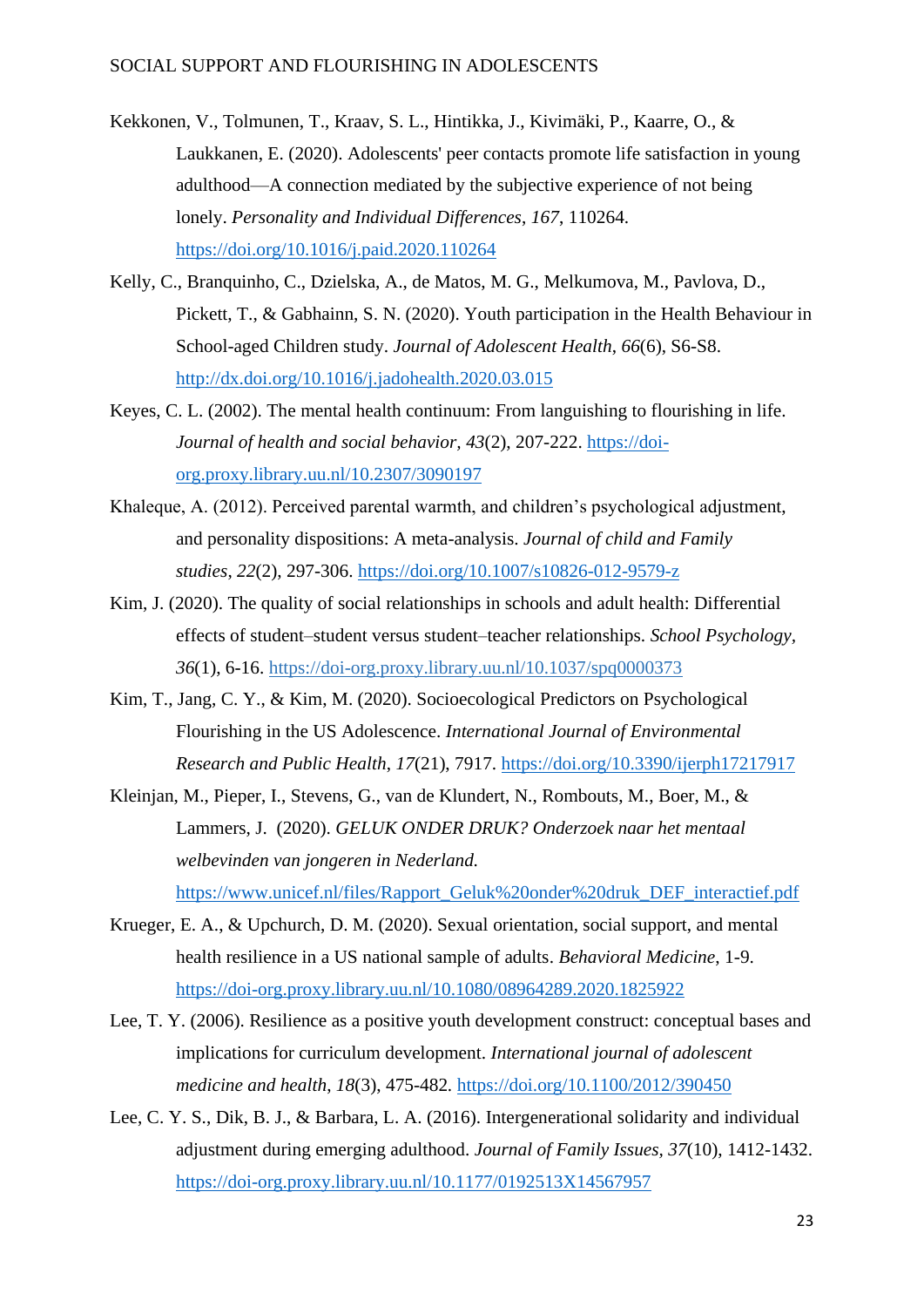Kekkonen, V., Tolmunen, T., Kraav, S. L., Hintikka, J., Kivimäki, P., Kaarre, O., & Laukkanen, E. (2020). Adolescents' peer contacts promote life satisfaction in young adulthood—A connection mediated by the subjective experience of not being lonely. *Personality and Individual Differences*, *167*, 110264. https://doi.org/10.1016/j.paid.2020.110264

Kelly, C., Branquinho, C., Dzielska, A., de Matos, M. G., Melkumova, M., Pavlova, D., Pickett, T., & Gabhainn, S. N. (2020). Youth participation in the Health Behaviour in School-aged Children study. *Journal of Adolescent Health*, *66*(6), S6-S8. http://dx.doi.org/10.1016/j.jadohealth.2020.03.015

Keyes, C. L. (2002). The mental health continuum: From languishing to flourishing in life. *Journal of health and social behavior, 43*(2), 207-222. https://doi-org.proxy.library.uu.nl/10.2307/3090197

Khaleque, A. (2012). Perceived parental warmth, and children's psychological adjustment, and personality dispositions: A meta-analysis. *Journal of child and Family studies*, *22*(2), 297-306. https://doi.org/10.1007/s10826-012-9579-z

Kim, J. (2020). The quality of social relationships in schools and adult health: Differential effects of student–student versus student–teacher relationships. *School Psychology, 36*(1), 6-16. https://doi-org.proxy.library.uu.nl/10.1037/spq0000373

Kim, T., Jang, C. Y., & Kim, M. (2020). Socioecological Predictors on Psychological Flourishing in the US Adolescence. *International Journal of Environmental Research and Public Health*, *17*(21), 7917. https://doi.org/10.3390/ijerph17217917

Kleinjan, M., Pieper, I., Stevens, G., van de Klundert, N., Rombouts, M., Boer, M., & Lammers, J. (2020). *GELUK ONDER DRUK? Onderzoek naar het mentaal welbevinden van jongeren in Nederland.* https://www.unicef.nl/files/Rapport_Geluk%20onder%20druk_DEF_interactief.pdf

Krueger, E. A., & Upchurch, D. M. (2020). Sexual orientation, social support, and mental health resilience in a US national sample of adults. *Behavioral Medicine*, 1-9. https://doi-org.proxy.library.uu.nl/10.1080/08964289.2020.1825922

Lee, T. Y. (2006). Resilience as a positive youth development construct: conceptual bases and implications for curriculum development. *International journal of adolescent medicine and health*, *18*(3), 475-482. https://doi.org/10.1100/2012/390450

Lee, C. Y. S., Dik, B. J., & Barbara, L. A. (2016). Intergenerational solidarity and individual adjustment during emerging adulthood. *Journal of Family Issues, 37*(10), 1412-1432. https://doi-org.proxy.library.uu.nl/10.1177/0192513X14567957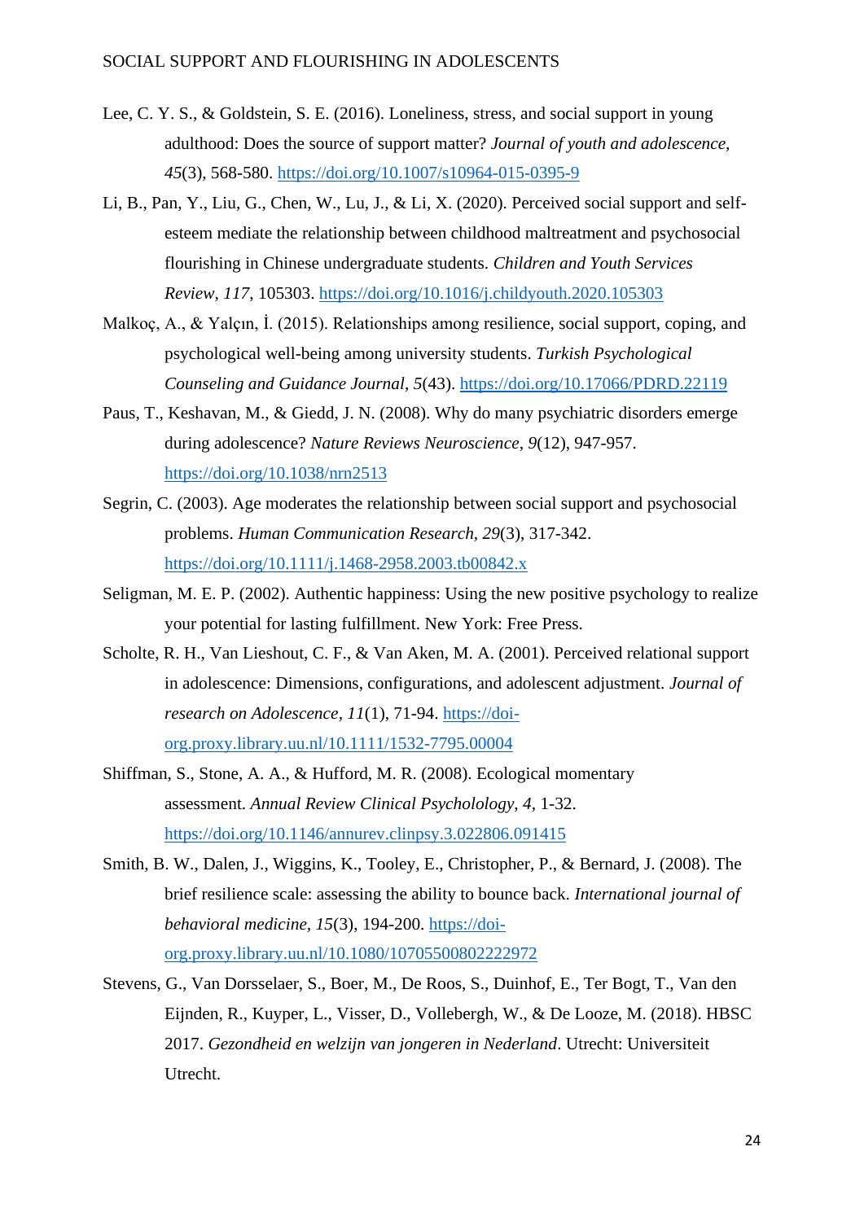Lee, C. Y. S., & Goldstein, S. E. (2016). Loneliness, stress, and social support in young adulthood: Does the source of support matter? *Journal of youth and adolescence*, *45*(3), 568-580. https://doi.org/10.1007/s10964-015-0395-9

Li, B., Pan, Y., Liu, G., Chen, W., Lu, J., & Li, X. (2020). Perceived social support and self-esteem mediate the relationship between childhood maltreatment and psychosocial flourishing in Chinese undergraduate students. *Children and Youth Services Review*, *117*, 105303. https://doi.org/10.1016/j.childyouth.2020.105303

Malkoç, A., & Yalçın, İ. (2015). Relationships among resilience, social support, coping, and psychological well-being among university students. *Turkish Psychological Counseling and Guidance Journal*, *5*(43). https://doi.org/10.17066/PDRD.22119

Paus, T., Keshavan, M., & Giedd, J. N. (2008). Why do many psychiatric disorders emerge during adolescence? *Nature Reviews Neuroscience*, *9*(12), 947-957. https://doi.org/10.1038/nrn2513

Segrin, C. (2003). Age moderates the relationship between social support and psychosocial problems. *Human Communication Research*, *29*(3), 317-342. https://doi.org/10.1111/j.1468-2958.2003.tb00842.x

Seligman, M. E. P. (2002). Authentic happiness: Using the new positive psychology to realize your potential for lasting fulfillment. New York: Free Press.

Scholte, R. H., Van Lieshout, C. F., & Van Aken, M. A. (2001). Perceived relational support in adolescence: Dimensions, configurations, and adolescent adjustment. *Journal of research on Adolescence*, *11*(1), 71-94. https://doi-org.proxy.library.uu.nl/10.1111/1532-7795.00004

Shiffman, S., Stone, A. A., & Hufford, M. R. (2008). Ecological momentary assessment. *Annual Review Clinical Psycholology*, *4*, 1-32. https://doi.org/10.1146/annurev.clinpsy.3.022806.091415

Smith, B. W., Dalen, J., Wiggins, K., Tooley, E., Christopher, P., & Bernard, J. (2008). The brief resilience scale: assessing the ability to bounce back. *International journal of behavioral medicine*, *15*(3), 194-200. https://doi-org.proxy.library.uu.nl/10.1080/10705500802222972

Stevens, G., Van Dorsselaer, S., Boer, M., De Roos, S., Duinhof, E., Ter Bogt, T., Van den Eijnden, R., Kuyper, L., Visser, D., Vollebergh, W., & De Looze, M. (2018). HBSC 2017. *Gezondheid en welzijn van jongeren in Nederland*. Utrecht: Universiteit Utrecht.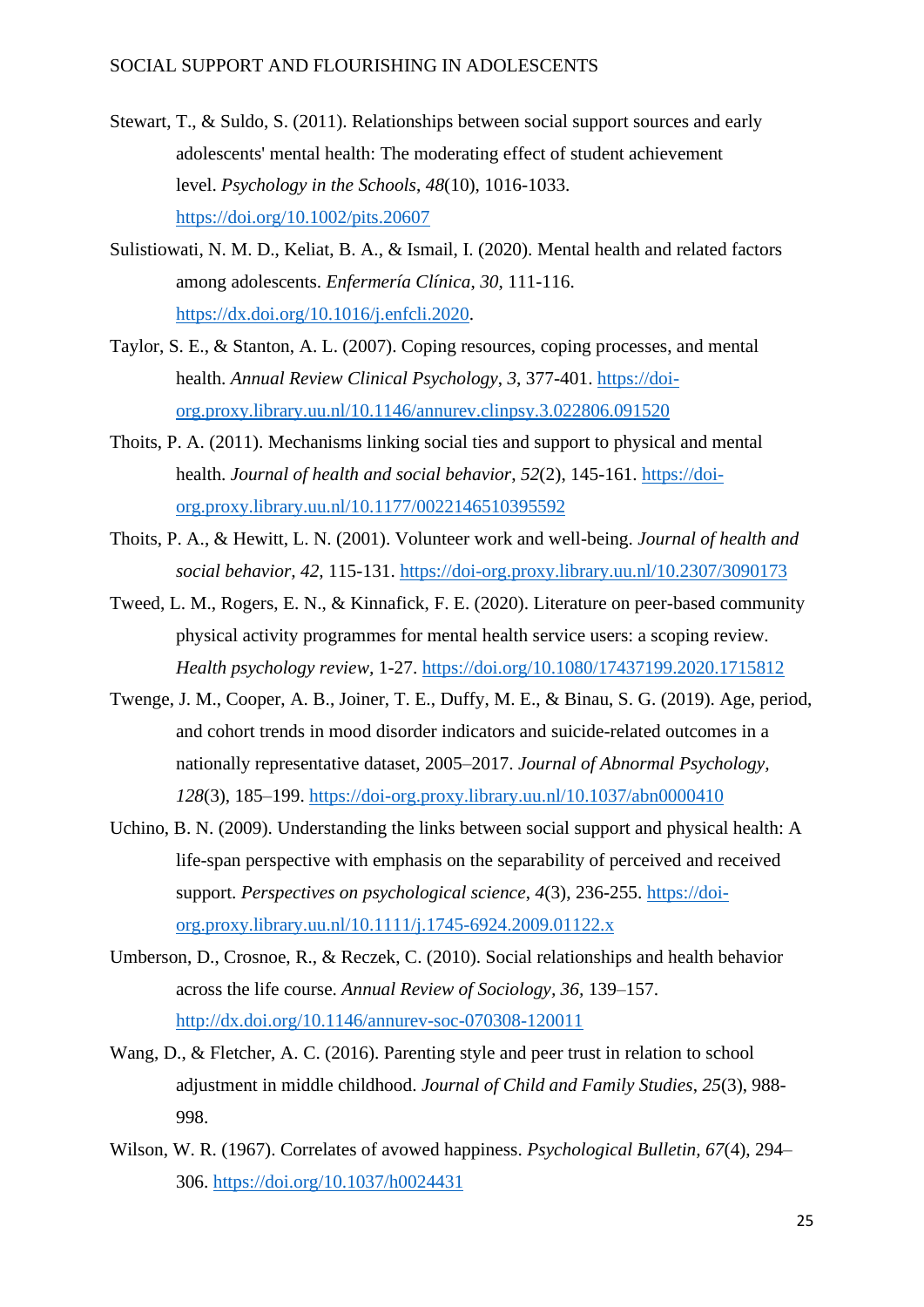Stewart, T., & Suldo, S. (2011). Relationships between social support sources and early adolescents' mental health: The moderating effect of student achievement level. *Psychology in the Schools*, *48*(10), 1016-1033. https://doi.org/10.1002/pits.20607

Sulistiowati, N. M. D., Keliat, B. A., & Ismail, I. (2020). Mental health and related factors among adolescents. *Enfermería Clínica*, *30*, 111-116. https://dx.doi.org/10.1016/j.enfcli.2020.

Taylor, S. E., & Stanton, A. L. (2007). Coping resources, coping processes, and mental health. *Annual Review Clinical Psychology*, *3*, 377-401. https://doi-org.proxy.library.uu.nl/10.1146/annurev.clinpsy.3.022806.091520

Thoits, P. A. (2011). Mechanisms linking social ties and support to physical and mental health. *Journal of health and social behavior*, *52*(2), 145-161. https://doi-org.proxy.library.uu.nl/10.1177/0022146510395592

Thoits, P. A., & Hewitt, L. N. (2001). Volunteer work and well-being. *Journal of health and social behavior*, *42*, 115-131. https://doi-org.proxy.library.uu.nl/10.2307/3090173

Tweed, L. M., Rogers, E. N., & Kinnafick, F. E. (2020). Literature on peer-based community physical activity programmes for mental health service users: a scoping review. *Health psychology review*, 1-27. https://doi.org/10.1080/17437199.2020.1715812

Twenge, J. M., Cooper, A. B., Joiner, T. E., Duffy, M. E., & Binau, S. G. (2019). Age, period, and cohort trends in mood disorder indicators and suicide-related outcomes in a nationally representative dataset, 2005–2017. *Journal of Abnormal Psychology*, *128*(3), 185–199. https://doi-org.proxy.library.uu.nl/10.1037/abn0000410

Uchino, B. N. (2009). Understanding the links between social support and physical health: A life-span perspective with emphasis on the separability of perceived and received support. *Perspectives on psychological science*, *4*(3), 236-255. https://doi-org.proxy.library.uu.nl/10.1111/j.1745-6924.2009.01122.x

Umberson, D., Crosnoe, R., & Reczek, C. (2010). Social relationships and health behavior across the life course. *Annual Review of Sociology*, *36*, 139–157. http://dx.doi.org/10.1146/annurev-soc-070308-120011

Wang, D., & Fletcher, A. C. (2016). Parenting style and peer trust in relation to school adjustment in middle childhood. *Journal of Child and Family Studies*, *25*(3), 988-998.

Wilson, W. R. (1967). Correlates of avowed happiness. *Psychological Bulletin*, *67*(4), 294–306. https://doi.org/10.1037/h0024431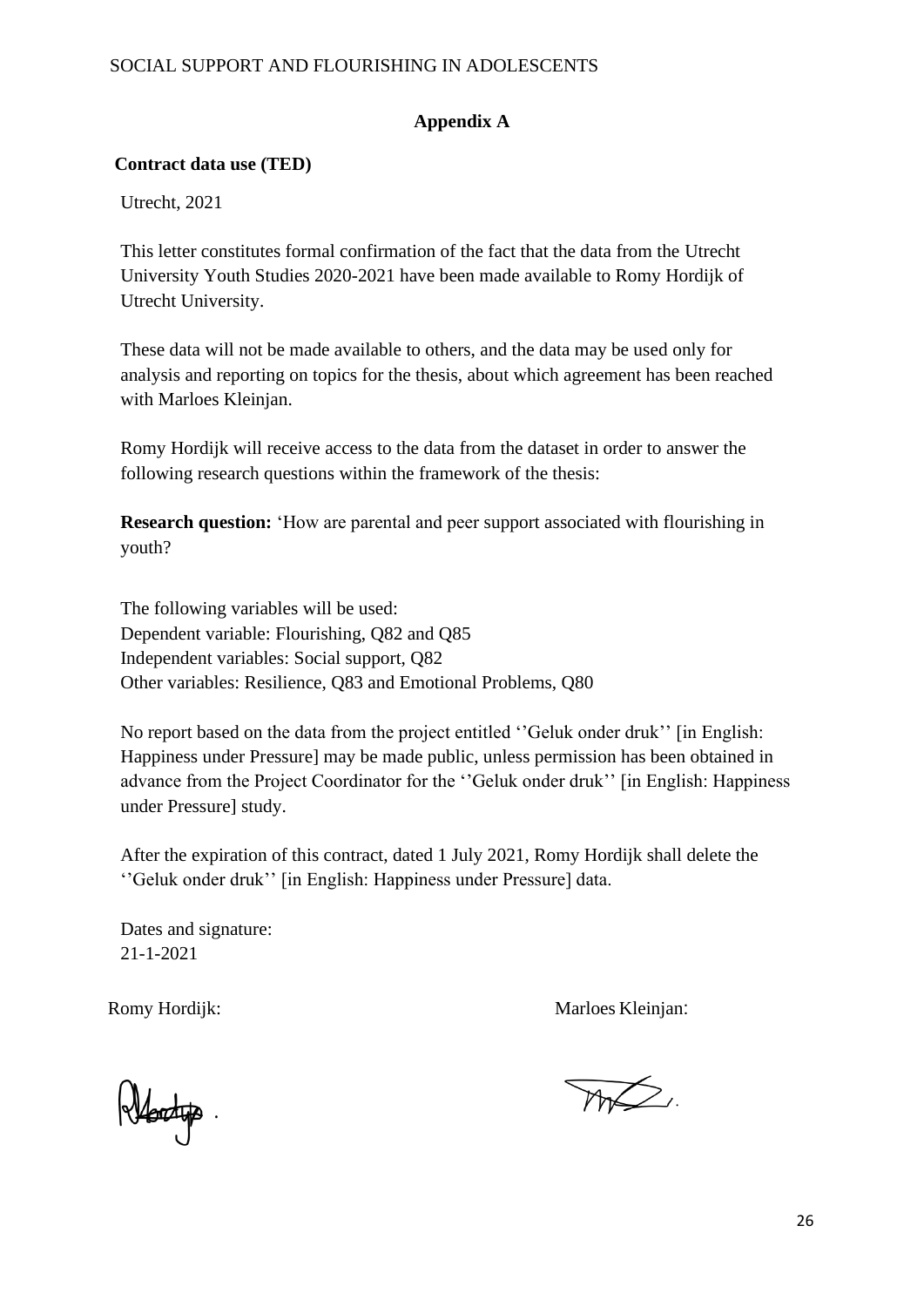## Appendix A

**Contract data use (TED)**

Utrecht, 2021

This letter constitutes formal confirmation of the fact that the data from the Utrecht University Youth Studies 2020-2021 have been made available to Romy Hordijk of Utrecht University.

These data will not be made available to others, and the data may be used only for analysis and reporting on topics for the thesis, about which agreement has been reached with Marloes Kleinjan.

Romy Hordijk will receive access to the data from the dataset in order to answer the following research questions within the framework of the thesis:

**Research question:** 'How are parental and peer support associated with flourishing in youth?

The following variables will be used:
Dependent variable: Flourishing, Q82 and Q85
Independent variables: Social support, Q82
Other variables: Resilience, Q83 and Emotional Problems, Q80

No report based on the data from the project entitled ''Geluk onder druk'' [in English: Happiness under Pressure] may be made public, unless permission has been obtained in advance from the Project Coordinator for the ''Geluk onder druk'' [in English: Happiness under Pressure] study.

After the expiration of this contract, dated 1 July 2021, Romy Hordijk shall delete the ''Geluk onder druk'' [in English: Happiness under Pressure] data.

Dates and signature:
21-1-2021

Romy Hordijk: Marloes Kleinjan: